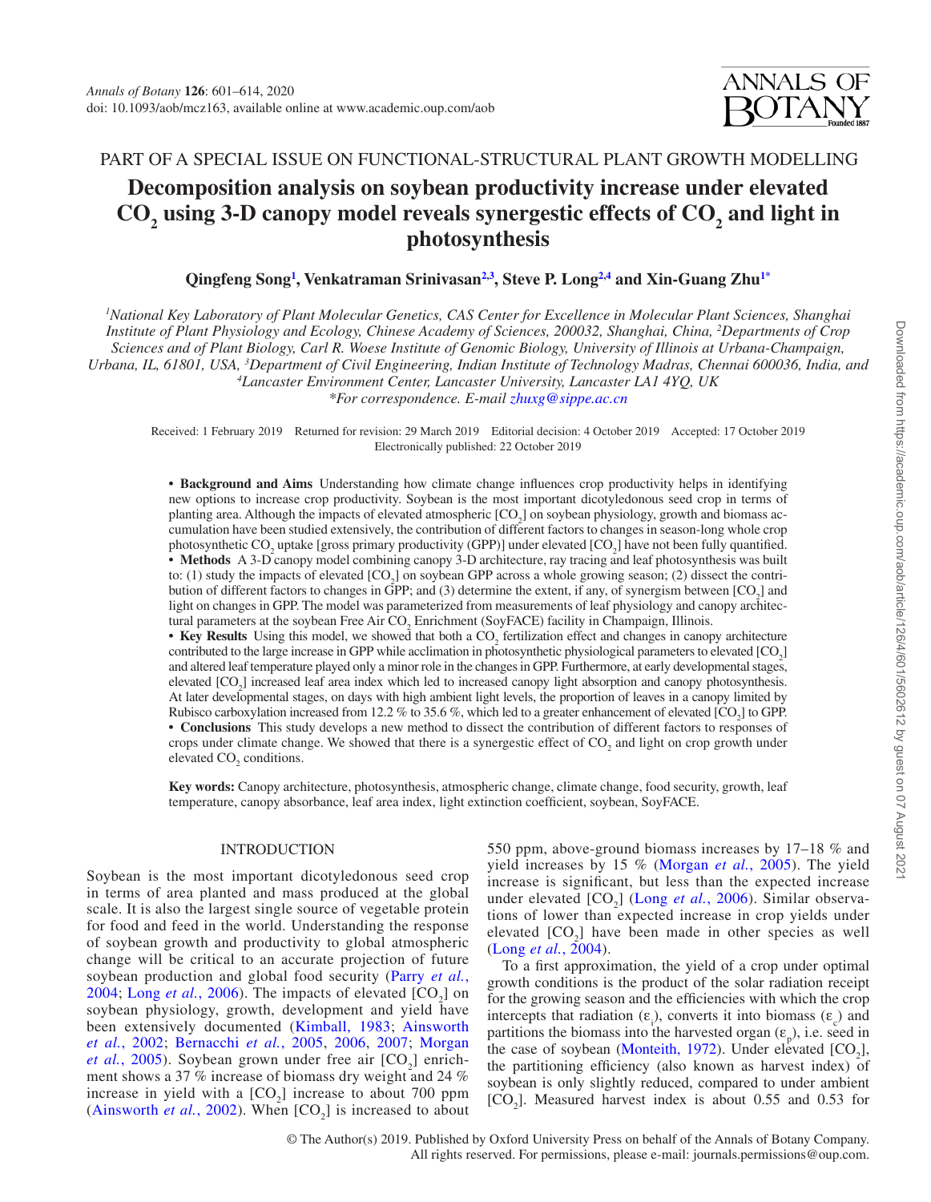PART OF A SPECIAL ISSUE ON FUNCTIONAL-STRUCTURAL PLANT GROWTH MODELLING

# Decomposition analysis on soybean productivity increase under elevated $CO_2$ using 3-D canopy model reveals synergestic effects of $CO_2$ and light in photosynthesis

**Qingfeng Song[1], Venkatraman Srinivasan[2,3], Steve P. Long[2,4] and Xin-Guang Zhu[1*]**

[1]*National Key Laboratory of Plant Molecular Genetics, CAS Center for Excellence in Molecular Plant Sciences, Shanghai Institute of Plant Physiology and Ecology, Chinese Academy of Sciences, 200032, Shanghai, China,* [2]*Departments of Crop Sciences and of Plant Biology, Carl R. Woese Institute of Genomic Biology, University of Illinois at Urbana-Champaign, Urbana, IL, 61801, USA,* [3]*Department of Civil Engineering, Indian Institute of Technology Madras, Chennai 600036, India, and* [4]*Lancaster Environment Center, Lancaster University, Lancaster LA1 4YQ, UK*

*\*For correspondence. E-mail zhuxg@sippe.ac.cn*

Received: 1 February 2019 Returned for revision: 29 March 2019 Editorial decision: 4 October 2019 Accepted: 17 October 2019 Electronically published: 22 October 2019

- **Background and Aims** Understanding how climate change influences crop productivity helps in identifying new options to increase crop productivity. Soybean is the most important dicotyledonous seed crop in terms of planting area. Although the impacts of elevated atmospheric [$CO_2$] on soybean physiology, growth and biomass accumulation have been studied extensively, the contribution of different factors to changes in season-long whole crop photosynthetic $CO_2$ uptake [gross primary productivity (GPP)] under elevated [$CO_2$] have not been fully quantified.
- **Methods** A 3-D canopy model combining canopy 3-D architecture, ray tracing and leaf photosynthesis was built to: (1) study the impacts of elevated [$CO_2$] on soybean GPP across a whole growing season; (2) dissect the contribution of different factors to changes in GPP; and (3) determine the extent, if any, of synergism between [$CO_2$] and light on changes in GPP. The model was parameterized from measurements of leaf physiology and canopy architectural parameters at the soybean Free Air $CO_2$ Enrichment (SoyFACE) facility in Champaign, Illinois.
- **Key Results** Using this model, we showed that both a $CO_2$ fertilization effect and changes in canopy architecture contributed to the large increase in GPP while acclimation in photosynthetic physiological parameters to elevated [$CO_2$] and altered leaf temperature played only a minor role in the changes in GPP. Furthermore, at early developmental stages, elevated [$CO_2$] increased leaf area index which led to increased canopy light absorption and canopy photosynthesis. At later developmental stages, on days with high ambient light levels, the proportion of leaves in a canopy limited by Rubisco carboxylation increased from 12.2 % to 35.6 %, which led to a greater enhancement of elevated [$CO_2$] to GPP.
- **Conclusions** This study develops a new method to dissect the contribution of different factors to responses of crops under climate change. We showed that there is a synergestic effect of $CO_2$ and light on crop growth under elevated $CO_2$ conditions.

**Key words:** Canopy architecture, photosynthesis, atmospheric change, climate change, food security, growth, leaf temperature, canopy absorbance, leaf area index, light extinction coefficient, soybean, SoyFACE.

## INTRODUCTION

Soybean is the most important dicotyledonous seed crop in terms of area planted and mass produced at the global scale. It is also the largest single source of vegetable protein for food and feed in the world. Understanding the response of soybean growth and productivity to global atmospheric change will be critical to an accurate projection of future soybean production and global food security (Parry *et al.*, 2004; Long *et al.*, 2006). The impacts of elevated [$CO_2$] on soybean physiology, growth, development and yield have been extensively documented (Kimball, 1983; Ainsworth *et al.*, 2002; Bernacchi *et al.*, 2005, 2006, 2007; Morgan *et al.*, 2005). Soybean grown under free air [$CO_2$] enrichment shows a 37 % increase of biomass dry weight and 24 % increase in yield with a [$CO_2$] increase to about 700 ppm (Ainsworth *et al.*, 2002). When [$CO_2$] is increased to about 550 ppm, above-ground biomass increases by 17–18 % and yield increases by 15 % (Morgan *et al.*, 2005). The yield increase is significant, but less than the expected increase under elevated [$CO_2$] (Long *et al.*, 2006). Similar observations of lower than expected increase in crop yields under elevated [$CO_2$] have been made in other species as well (Long *et al.*, 2004).

To a first approximation, the yield of a crop under optimal growth conditions is the product of the solar radiation receipt for the growing season and the efficiencies with which the crop intercepts that radiation ($\varepsilon_i$), converts it into biomass ($\varepsilon_c$) and partitions the biomass into the harvested organ ($\varepsilon_p$), i.e. seed in the case of soybean (Monteith, 1972). Under elevated [$CO_2$], the partitioning efficiency (also known as harvest index) of soybean is only slightly reduced, compared to under ambient [$CO_2$]. Measured harvest index is about 0.55 and 0.53 for

© The Author(s) 2019. Published by Oxford University Press on behalf of the Annals of Botany Company. All rights reserved. For permissions, please e-mail: journals.permissions@oup.com.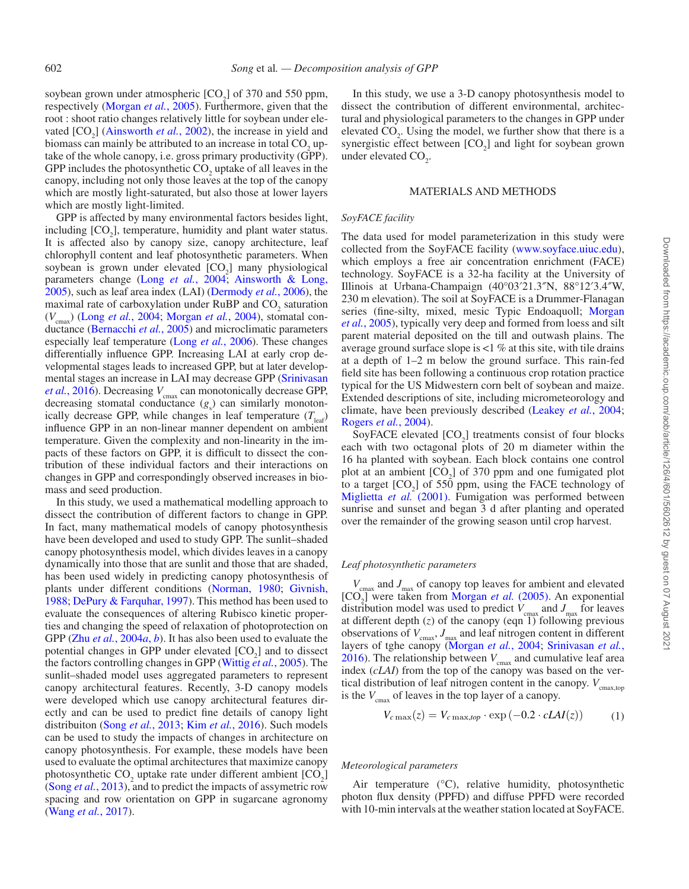soybean grown under atmospheric [$CO_2$] of 370 and 550 ppm, respectively (Morgan *et al.*, 2005). Furthermore, given that the root : shoot ratio changes relatively little for soybean under elevated [$CO_2$] (Ainsworth *et al.*, 2002), the increase in yield and biomass can mainly be attributed to an increase in total $CO_2$ uptake of the whole canopy, i.e. gross primary productivity (GPP). GPP includes the photosynthetic $CO_2$ uptake of all leaves in the canopy, including not only those leaves at the top of the canopy which are mostly light-saturated, but also those at lower layers which are mostly light-limited.

GPP is affected by many environmental factors besides light, including [$CO_2$], temperature, humidity and plant water status. It is affected also by canopy size, canopy architecture, leaf chlorophyll content and leaf photosynthetic parameters. When soybean is grown under elevated [$CO_2$] many physiological parameters change (Long *et al.*, 2004; Ainsworth & Long, 2005), such as leaf area index (LAI) (Dermody *et al.*, 2006), the maximal rate of carboxylation under RuBP and $CO_2$ saturation ($V_{cmax}$) (Long *et al.*, 2004; Morgan *et al.*, 2004), stomatal conductance (Bernacchi *et al.*, 2005) and microclimatic parameters especially leaf temperature (Long *et al.*, 2006). These changes differentially influence GPP. Increasing LAI at early crop developmental stages leads to increased GPP, but at later developmental stages an increase in LAI may decrease GPP (Srinivasan *et al.*, 2016). Decreasing $V_{cmax}$ can monotonically decrease GPP, decreasing stomatal conductance ($g_s$) can similarly monotonically decrease GPP, while changes in leaf temperature ($T_{leaf}$) influence GPP in an non-linear manner dependent on ambient temperature. Given the complexity and non-linearity in the impacts of these factors on GPP, it is difficult to dissect the contribution of these individual factors and their interactions on changes in GPP and correspondingly observed increases in biomass and seed production.

In this study, we used a mathematical modelling approach to dissect the contribution of different factors to change in GPP. In fact, many mathematical models of canopy photosynthesis have been developed and used to study GPP. The sunlit–shaded canopy photosynthesis model, which divides leaves in a canopy dynamically into those that are sunlit and those that are shaded, has been used widely in predicting canopy photosynthesis of plants under different conditions (Norman, 1980; Givnish, 1988; DePury & Farquhar, 1997). This method has been used to evaluate the consequences of altering Rubisco kinetic properties and changing the speed of relaxation of photoprotection on GPP (Zhu *et al.*, 2004*a*, *b*). It has also been used to evaluate the potential changes in GPP under elevated [$CO_2$] and to dissect the factors controlling changes in GPP (Wittig *et al.*, 2005). The sunlit–shaded model uses aggregated parameters to represent canopy architectural features. Recently, 3-D canopy models were developed which use canopy architectural features directly and can be used to predict fine details of canopy light distribuiton (Song *et al.*, 2013; Kim *et al.*, 2016). Such models can be used to study the impacts of changes in architecture on canopy photosynthesis. For example, these models have been used to evaluate the optimal architectures that maximize canopy photosynthetic $CO_2$ uptake rate under different ambient [$CO_2$] (Song *et al.*, 2013), and to predict the impacts of assymetric row spacing and row orientation on GPP in sugarcane agronomy (Wang *et al.*, 2017).

In this study, we use a 3-D canopy photosynthesis model to dissect the contribution of different environmental, architectural and physiological parameters to the changes in GPP under elevated $CO_2$. Using the model, we further show that there is a synergistic effect between [$CO_2$] and light for soybean grown under elevated $CO_2$.

## MATERIALS AND METHODS

### *SoyFACE facility*

The data used for model parameterization in this study were collected from the SoyFACE facility (www.soyface.uiuc.edu), which employs a free air concentration enrichment (FACE) technology. SoyFACE is a 32-ha facility at the University of Illinois at Urbana-Champaign (40°03′21.3″N, 88°12′3.4″W, 230 m elevation). The soil at SoyFACE is a Drummer-Flanagan series (fine-silty, mixed, mesic Typic Endoaquoll; Morgan *et al.*, 2005), typically very deep and formed from loess and silt parent material deposited on the till and outwash plains. The average ground surface slope is <1 % at this site, with tile drains at a depth of 1–2 m below the ground surface. This rain-fed field site has been following a continuous crop rotation practice typical for the US Midwestern corn belt of soybean and maize. Extended descriptions of site, including micrometeorology and climate, have been previously described (Leakey *et al.*, 2004; Rogers *et al.*, 2004).

SoyFACE elevated [$CO_2$] treatments consist of four blocks each with two octagonal plots of 20 m diameter within the 16 ha planted with soybean. Each block contains one control plot at an ambient [$CO_2$] of 370 ppm and one fumigated plot to a target [$CO_2$] of 550 ppm, using the FACE technology of Miglietta *et al.* (2001). Fumigation was performed between sunrise and sunset and began 3 d after planting and operated over the remainder of the growing season until crop harvest.

### *Leaf photosynthetic parameters*

$V_{cmax}$ and $J_{max}$ of canopy top leaves for ambient and elevated [$CO_2$] were taken from Morgan *et al.* (2005). An exponential distribution model was used to predict $V_{cmax}$ and $J_{max}$ for leaves at different depth ($z$) of the canopy (eqn 1) following previous observations of $V_{cmax}$, $J_{max}$ and leaf nitrogen content in different layers of tghe canopy (Morgan *et al.*, 2004; Srinivasan *et al.*, 2016). The relationship between $V_{cmax}$ and cumulative leaf area index (*cLAI*) from the top of the canopy was based on the vertical distribution of leaf nitrogen content in the canopy. $V_{cmax,top}$ is the $V_{cmax}$ of leaves in the top layer of a canopy.

$$V_{c\,max}(z) = V_{c\,max,top} \cdot \exp\left(-0.2 \cdot cLAI(z)\right) \quad (1)$$

### *Meteorological parameters*

Air temperature (°C), relative humidity, photosynthetic photon flux density (PPFD) and diffuse PPFD were recorded with 10-min intervals at the weather station located at SoyFACE.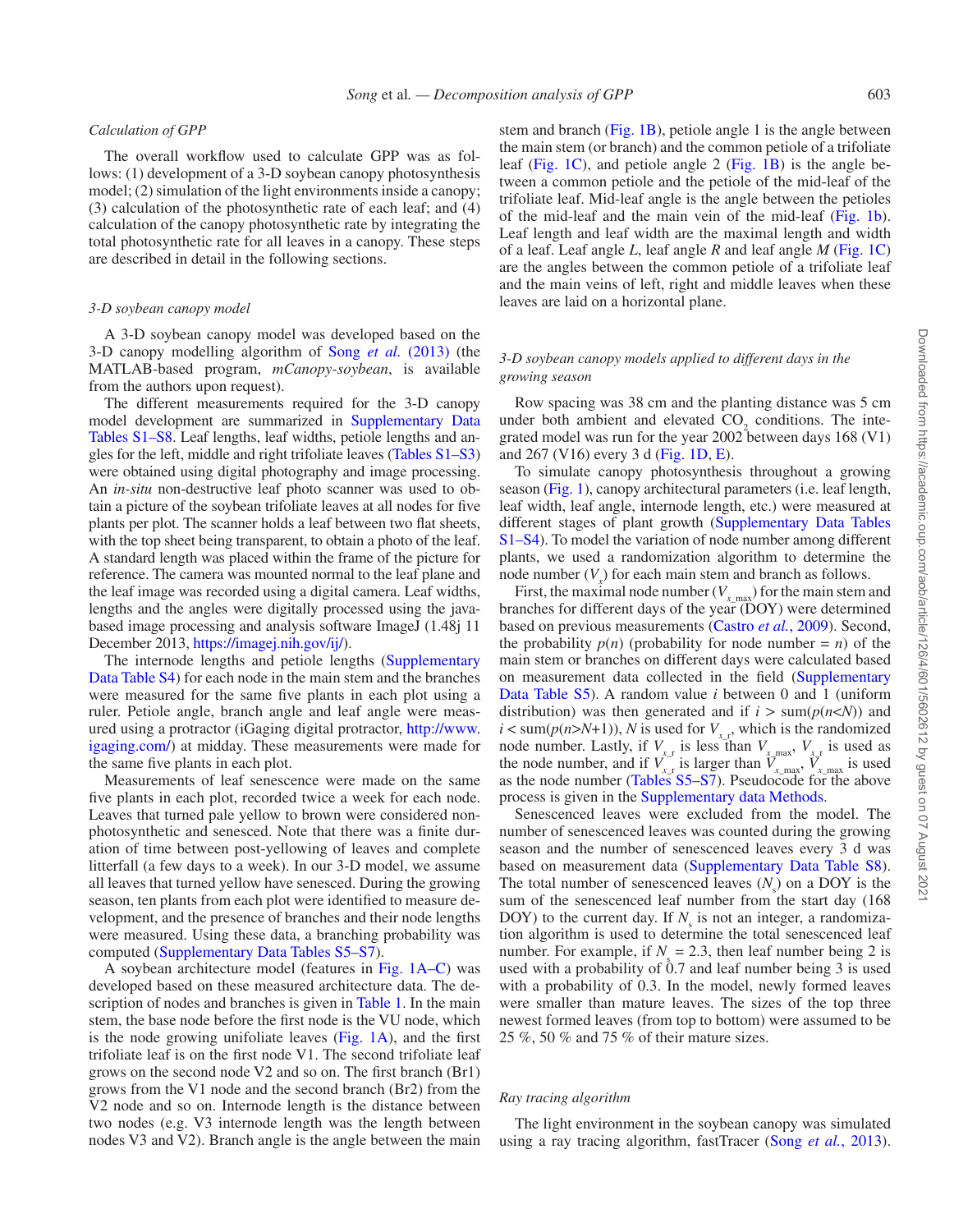### Calculation of GPP

The overall workflow used to calculate GPP was as follows: (1) development of a 3-D soybean canopy photosynthesis model; (2) simulation of the light environments inside a canopy; (3) calculation of the photosynthetic rate of each leaf; and (4) calculation of the canopy photosynthetic rate by integrating the total photosynthetic rate for all leaves in a canopy. These steps are described in detail in the following sections.

### 3-D soybean canopy model

A 3-D soybean canopy model was developed based on the 3-D canopy modelling algorithm of Song *et al.* (2013) (the MATLAB-based program, *mCanopy-soybean*, is available from the authors upon request).

The different measurements required for the 3-D canopy model development are summarized in Supplementary Data Tables S1–S8. Leaf lengths, leaf widths, petiole lengths and angles for the left, middle and right trifoliate leaves (Tables S1–S3) were obtained using digital photography and image processing. An *in-situ* non-destructive leaf photo scanner was used to obtain a picture of the soybean trifoliate leaves at all nodes for five plants per plot. The scanner holds a leaf between two flat sheets, with the top sheet being transparent, to obtain a photo of the leaf. A standard length was placed within the frame of the picture for reference. The camera was mounted normal to the leaf plane and the leaf image was recorded using a digital camera. Leaf widths, lengths and the angles were digitally processed using the java-based image processing and analysis software ImageJ (1.48j 11 December 2013, https://imagej.nih.gov/ij/).

The internode lengths and petiole lengths (Supplementary Data Table S4) for each node in the main stem and the branches were measured for the same five plants in each plot using a ruler. Petiole angle, branch angle and leaf angle were measured using a protractor (iGaging digital protractor, http://www.igaging.com/) at midday. These measurements were made for the same five plants in each plot.

Measurements of leaf senescence were made on the same five plants in each plot, recorded twice a week for each node. Leaves that turned pale yellow to brown were considered non-photosynthetic and senesced. Note that there was a finite duration of time between post-yellowing of leaves and complete litterfall (a few days to a week). In our 3-D model, we assume all leaves that turned yellow have senesced. During the growing season, ten plants from each plot were identified to measure development, and the presence of branches and their node lengths were measured. Using these data, a branching probability was computed (Supplementary Data Tables S5–S7).

A soybean architecture model (features in Fig. 1A–C) was developed based on these measured architecture data. The description of nodes and branches is given in Table 1. In the main stem, the base node before the first node is the VU node, which is the node growing unifoliate leaves (Fig. 1A), and the first trifoliate leaf is on the first node V1. The second trifoliate leaf grows on the second node V2 and so on. The first branch (Br1) grows from the V1 node and the second branch (Br2) from the V2 node and so on. Internode length is the distance between two nodes (e.g. V3 internode length was the length between nodes V3 and V2). Branch angle is the angle between the main stem and branch (Fig. 1B), petiole angle 1 is the angle between the main stem (or branch) and the common petiole of a trifoliate leaf (Fig. 1C), and petiole angle 2 (Fig. 1B) is the angle between a common petiole and the petiole of the mid-leaf of the trifoliate leaf. Mid-leaf angle is the angle between the petioles of the mid-leaf and the main vein of the mid-leaf (Fig. 1b). Leaf length and leaf width are the maximal length and width of a leaf. Leaf angle *L*, leaf angle *R* and leaf angle *M* (Fig. 1C) are the angles between the common petiole of a trifoliate leaf and the main veins of left, right and middle leaves when these leaves are laid on a horizontal plane.

### 3-D soybean canopy models applied to different days in the growing season

Row spacing was 38 cm and the planting distance was 5 cm under both ambient and elevated $CO_2$ conditions. The integrated model was run for the year 2002 between days 168 (V1) and 267 (V16) every 3 d (Fig. 1D, E).

To simulate canopy photosynthesis throughout a growing season (Fig. 1), canopy architectural parameters (i.e. leaf length, leaf width, leaf angle, internode length, etc.) were measured at different stages of plant growth (Supplementary Data Tables S1–S4). To model the variation of node number among different plants, we used a randomization algorithm to determine the node number ($V_x$) for each main stem and branch as follows.

First, the maximal node number ($V_{x\_max}$) for the main stem and branches for different days of the year (DOY) were determined based on previous measurements (Castro *et al.*, 2009). Second, the probability $p(n)$ (probability for node number = $n$) of the main stem or branches on different days were calculated based on measurement data collected in the field (Supplementary Data Table S5). A random value $i$ between 0 and 1 (uniform distribution) was then generated and if $i > \mathrm{sum}(p(n{<}N))$ and $i < \mathrm{sum}(p(n{>}N{+}1))$, $N$ is used for $V_{x\_r}$, which is the randomized node number. Lastly, if $V_{x\_r}$ is less than $V_{x\_max}$, $V_{x\_r}$ is used as the node number, and if $V_{x\_r}$ is larger than $V_{x\_max}$, $V_{x\_max}$ is used as the node number (Tables S5–S7). Pseudocode for the above process is given in the Supplementary data Methods.

Senescenced leaves were excluded from the model. The number of senescenced leaves was counted during the growing season and the number of senescenced leaves every 3 d was based on measurement data (Supplementary Data Table S8). The total number of senescenced leaves ($N_s$) on a DOY is the sum of the senescenced leaf number from the start day (168 DOY) to the current day. If $N_s$ is not an integer, a randomization algorithm is used to determine the total senescenced leaf number. For example, if $N_s = 2.3$, then leaf number being 2 is used with a probability of 0.7 and leaf number being 3 is used with a probability of 0.3. In the model, newly formed leaves were smaller than mature leaves. The sizes of the top three newest formed leaves (from top to bottom) were assumed to be 25 %, 50 % and 75 % of their mature sizes.

### Ray tracing algorithm

The light environment in the soybean canopy was simulated using a ray tracing algorithm, fastTracer (Song *et al.*, 2013).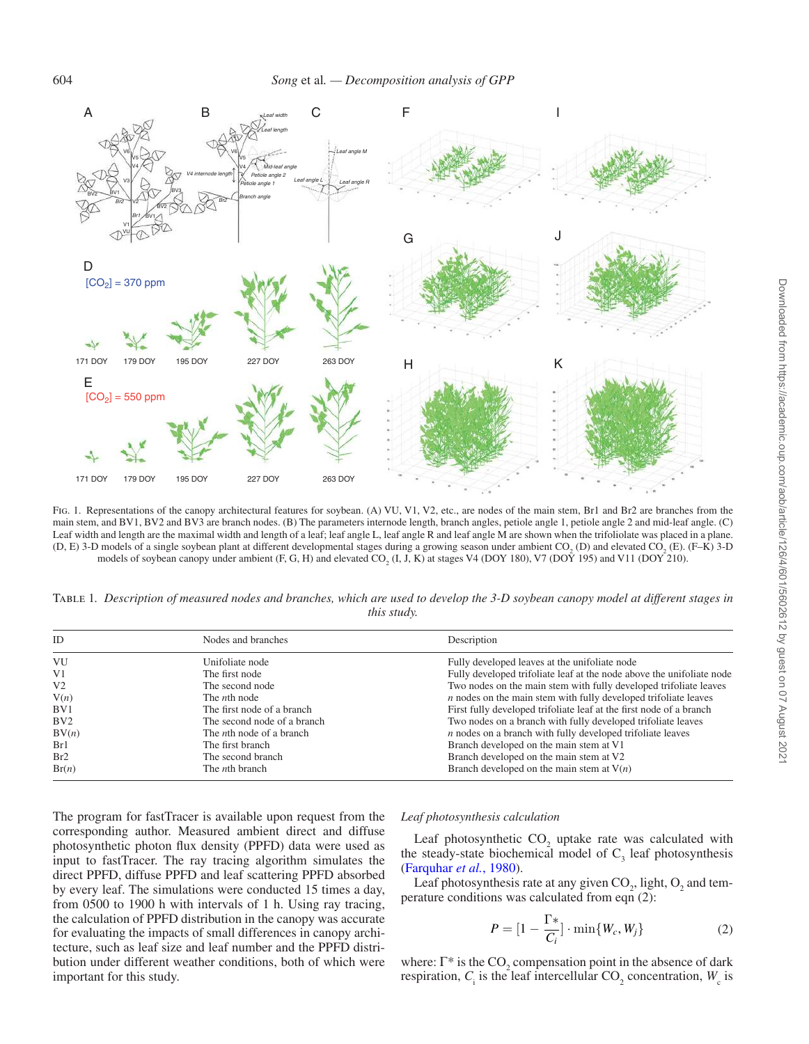Fig. 1. Representations of the canopy architectural features for soybean. (A) VU, V1, V2, etc., are nodes of the main stem, Br1 and Br2 are branches from the main stem, and BV1, BV2 and BV3 are branch nodes. (B) The parameters internode length, branch angles, petiole angle 1, petiole angle 2 and mid-leaf angle. (C) Leaf width and length are the maximal width and length of a leaf; leaf angle L, leaf angle R and leaf angle M are shown when the trifoliolate was placed in a plane. (D, E) 3-D models of a single soybean plant at different developmental stages during a growing season under ambient $CO_2$ (D) and elevated $CO_2$ (E). (F–K) 3-D models of soybean canopy under ambient (F, G, H) and elevated $CO_2$ (I, J, K) at stages V4 (DOY 180), V7 (DOY 195) and V11 (DOY 210).

Table 1. *Description of measured nodes and branches, which are used to develop the 3-D soybean canopy model at different stages in this study.*

| ID | Nodes and branches | Description |
|---|---|---|
| VU | Unifoliate node | Fully developed leaves at the unifoliate node |
| V1 | The first node | Fully developed trifoliate leaf at the node above the unifoliate node |
| V2 | The second node | Two nodes on the main stem with fully developed trifoliate leaves |
| V(*n*) | The *n*th node | *n* nodes on the main stem with fully developed trifoliate leaves |
| BV1 | The first node of a branch | First fully developed trifoliate leaf at the first node of a branch |
| BV2 | The second node of a branch | Two nodes on a branch with fully developed trifoliate leaves |
| BV(*n*) | The *n*th node of a branch | *n* nodes on a branch with fully developed trifoliate leaves |
| Br1 | The first branch | Branch developed on the main stem at V1 |
| Br2 | The second branch | Branch developed on the main stem at V2 |
| Br(*n*) | The *n*th branch | Branch developed on the main stem at V(*n*) |

The program for fastTracer is available upon request from the corresponding author. Measured ambient direct and diffuse photosynthetic photon flux density (PPFD) data were used as input to fastTracer. The ray tracing algorithm simulates the direct PPFD, diffuse PPFD and leaf scattering PPFD absorbed by every leaf. The simulations were conducted 15 times a day, from 0500 to 1900 h with intervals of 1 h. Using ray tracing, the calculation of PPFD distribution in the canopy was accurate for evaluating the impacts of small differences in canopy architecture, such as leaf size and leaf number and the PPFD distribution under different weather conditions, both of which were important for this study.

### *Leaf photosynthesis calculation*

Leaf photosynthetic $CO_2$ uptake rate was calculated with the steady-state biochemical model of $C_3$ leaf photosynthesis (Farquhar *et al.*, 1980).

Leaf photosynthesis rate at any given $CO_2$, light, $O_2$ and temperature conditions was calculated from eqn (2):

$$P = [1 - \frac{\Gamma *}{C_i}] \cdot \min\{W_c, W_j\} \tag{2}$$

where: $\Gamma *$ is the $CO_2$ compensation point in the absence of dark respiration, $C_i$ is the leaf intercellular $CO_2$ concentration, $W_c$ is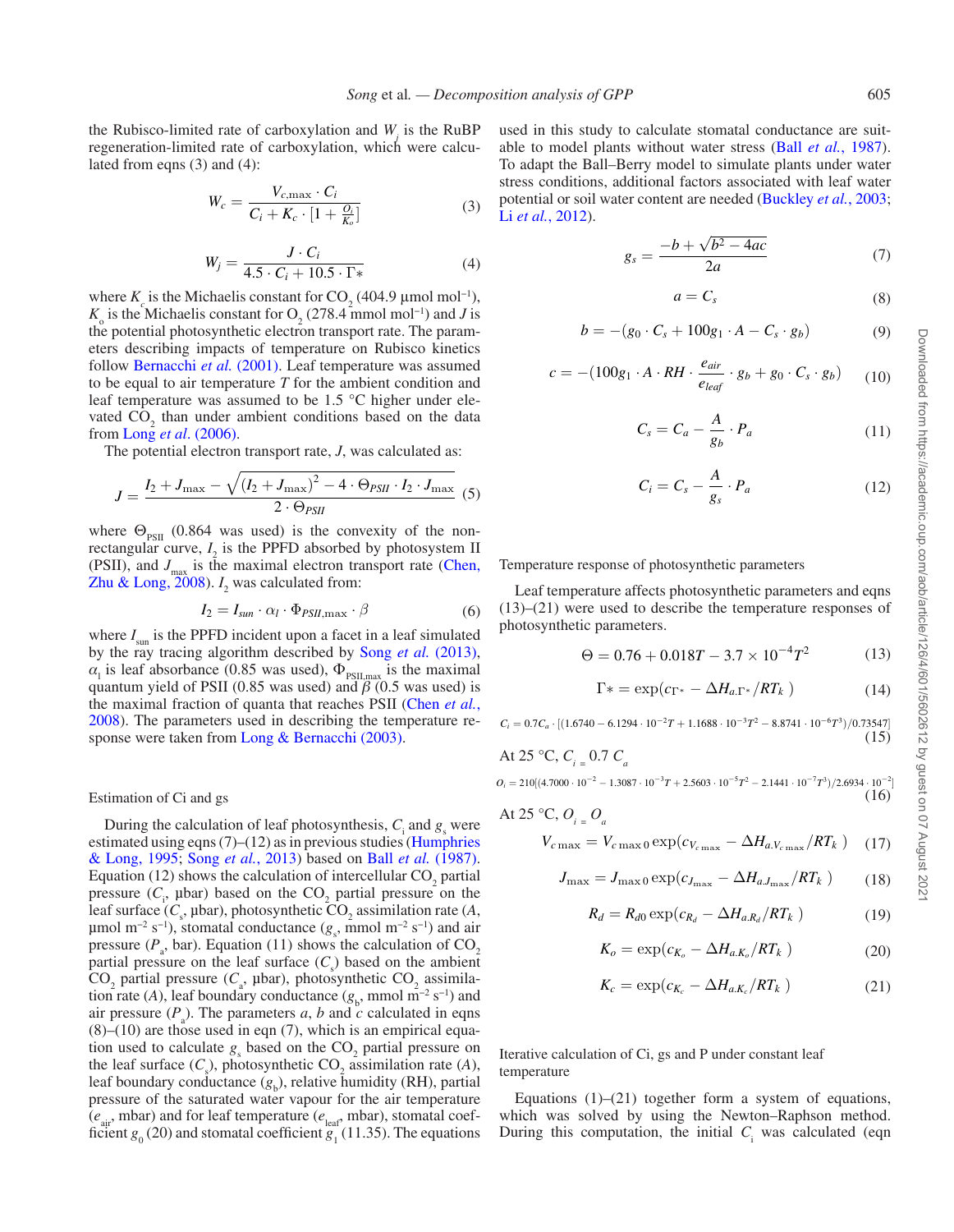the Rubisco-limited rate of carboxylation and $W_j$ is the RuBP regeneration-limited rate of carboxylation, which were calculated from eqns (3) and (4):

$$W_c = \frac{V_{c,\max} \cdot C_i}{C_i + K_c \cdot [1 + \frac{O_i}{K_o}]} \tag{3}$$

$$W_j = \frac{J \cdot C_i}{4.5 \cdot C_i + 10.5 \cdot \Gamma*} \tag{4}$$

where $K_c$ is the Michaelis constant for $CO_2$ (404.9 µmol mol$^{-1}$), $K_o$ is the Michaelis constant for $O_2$ (278.4 mmol mol$^{-1}$) and $J$ is the potential photosynthetic electron transport rate. The parameters describing impacts of temperature on Rubisco kinetics follow Bernacchi *et al.* (2001). Leaf temperature was assumed to be equal to air temperature $T$ for the ambient condition and leaf temperature was assumed to be 1.5 °C higher under elevated $CO_2$ than under ambient conditions based on the data from Long *et al.* (2006).

The potential electron transport rate, $J$, was calculated as:

$$J = \frac{I_2 + J_{\max} - \sqrt{(I_2 + J_{\max})^2 - 4 \cdot \Theta_{PSII} \cdot I_2 \cdot J_{\max}}}{2 \cdot \Theta_{PSII}} \tag{5}$$

where $\Theta_{PSII}$ (0.864 was used) is the convexity of the non-rectangular curve, $I_2$ is the PPFD absorbed by photosystem II (PSII), and $J_{max}$ is the maximal electron transport rate (Chen, Zhu & Long, 2008). $I_2$ was calculated from:

$$I_2 = I_{sun} \cdot \alpha_l \cdot \Phi_{PSII,\max} \cdot \beta \tag{6}$$

where $I_{sun}$ is the PPFD incident upon a facet in a leaf simulated by the ray tracing algorithm described by Song *et al.* (2013), $\alpha_l$ is leaf absorbance (0.85 was used), $\Phi_{PSII,max}$ is the maximal quantum yield of PSII (0.85 was used) and $\beta$ (0.5 was used) is the maximal fraction of quanta that reaches PSII (Chen *et al.*, 2008). The parameters used in describing the temperature response were taken from Long & Bernacchi (2003).

### Estimation of Ci and gs

During the calculation of leaf photosynthesis, $C_i$ and $g_s$ were estimated using eqns (7)–(12) as in previous studies (Humphries & Long, 1995; Song *et al.*, 2013) based on Ball *et al.* (1987). Equation (12) shows the calculation of intercellular $CO_2$ partial pressure ($C_i$, µbar) based on the $CO_2$ partial pressure on the leaf surface ($C_s$, µbar), photosynthetic $CO_2$ assimilation rate ($A$, µmol m$^{-2}$ s$^{-1}$), stomatal conductance ($g_s$, mmol m$^{-2}$ s$^{-1}$) and air pressure ($P_a$, bar). Equation (11) shows the calculation of $CO_2$ partial pressure on the leaf surface ($C_s$) based on the ambient $CO_2$ partial pressure ($C_a$, µbar), photosynthetic $CO_2$ assimilation rate ($A$), leaf boundary conductance ($g_b$, mmol m$^{-2}$ s$^{-1}$) and air pressure ($P_a$). The parameters $a$, $b$ and $c$ calculated in eqns (8)–(10) are those used in eqn (7), which is an empirical equation used to calculate $g_s$ based on the $CO_2$ partial pressure on the leaf surface ($C_s$), photosynthetic $CO_2$ assimilation rate ($A$), leaf boundary conductance ($g_b$), relative humidity (RH), partial pressure of the saturated water vapour for the air temperature ($e_{air}$, mbar) and for leaf temperature ($e_{leaf}$, mbar), stomatal coefficient $g_0$ (20) and stomatal coefficient $g_1$ (11.35). The equations used in this study to calculate stomatal conductance are suitable to model plants without water stress (Ball *et al.*, 1987). To adapt the Ball–Berry model to simulate plants under water stress conditions, additional factors associated with leaf water potential or soil water content are needed (Buckley *et al.*, 2003; Li *et al.*, 2012).

$$g_s = \frac{-b + \sqrt{b^2 - 4ac}}{2a} \tag{7}$$

$$a = C_s \tag{8}$$

$$b = -(g_0 \cdot C_s + 100 g_1 \cdot A - C_s \cdot g_b) \tag{9}$$

$$c = -(100 g_1 \cdot A \cdot RH \cdot \frac{e_{air}}{e_{leaf}} \cdot g_b + g_0 \cdot C_s \cdot g_b) \tag{10}$$

$$C_s = C_a - \frac{A}{g_b} \cdot P_a \tag{11}$$

$$C_i = C_s - \frac{A}{g_s} \cdot P_a \tag{12}$$

### Temperature response of photosynthetic parameters

Leaf temperature affects photosynthetic parameters and eqns (13)–(21) were used to describe the temperature responses of photosynthetic parameters.

$$\Theta = 0.76 + 0.018T - 3.7 \times 10^{-4} T^2 \tag{13}$$

$$\Gamma* = \exp(c_{\Gamma*} - \Delta H_{a.\Gamma*}/RT_k) \tag{14}$$

$$C_i = 0.7 C_a \cdot [(1.6740 - 6.1294 \cdot 10^{-2} T + 1.1688 \cdot 10^{-3} T^2 - 8.8741 \cdot 10^{-6} T^3)/0.73547] \tag{15}$$

At 25 °C, $C_i = 0.7\ C_a$

$$O_i = 210[(4.7000 \cdot 10^{-2} - 1.3087 \cdot 10^{-3} T + 2.5603 \cdot 10^{-5} T^2 - 2.1441 \cdot 10^{-7} T^3)/2.6934 \cdot 10^{-2}] \tag{16}$$

At 25 °C, $O_i = O_a$

$$V_{c\max} = V_{c\max 0} \exp(c_{V_{c\max}} - \Delta H_{a.V_{c\max}}/RT_k) \tag{17}$$

$$J_{\max} = J_{\max 0} \exp(c_{J_{\max}} - \Delta H_{a.J_{\max}}/RT_k) \tag{18}$$

$$R_d = R_{d0} \exp(c_{R_d} - \Delta H_{a.R_d}/RT_k) \tag{19}$$

$$K_o = \exp(c_{K_o} - \Delta H_{a.K_o}/RT_k) \tag{20}$$

$$K_c = \exp(c_{K_c} - \Delta H_{a.K_c}/RT_k) \tag{21}$$

### Iterative calculation of Ci, gs and P under constant leaf temperature

Equations (1)–(21) together form a system of equations, which was solved by using the Newton–Raphson method. During this computation, the initial $C_i$ was calculated (eqn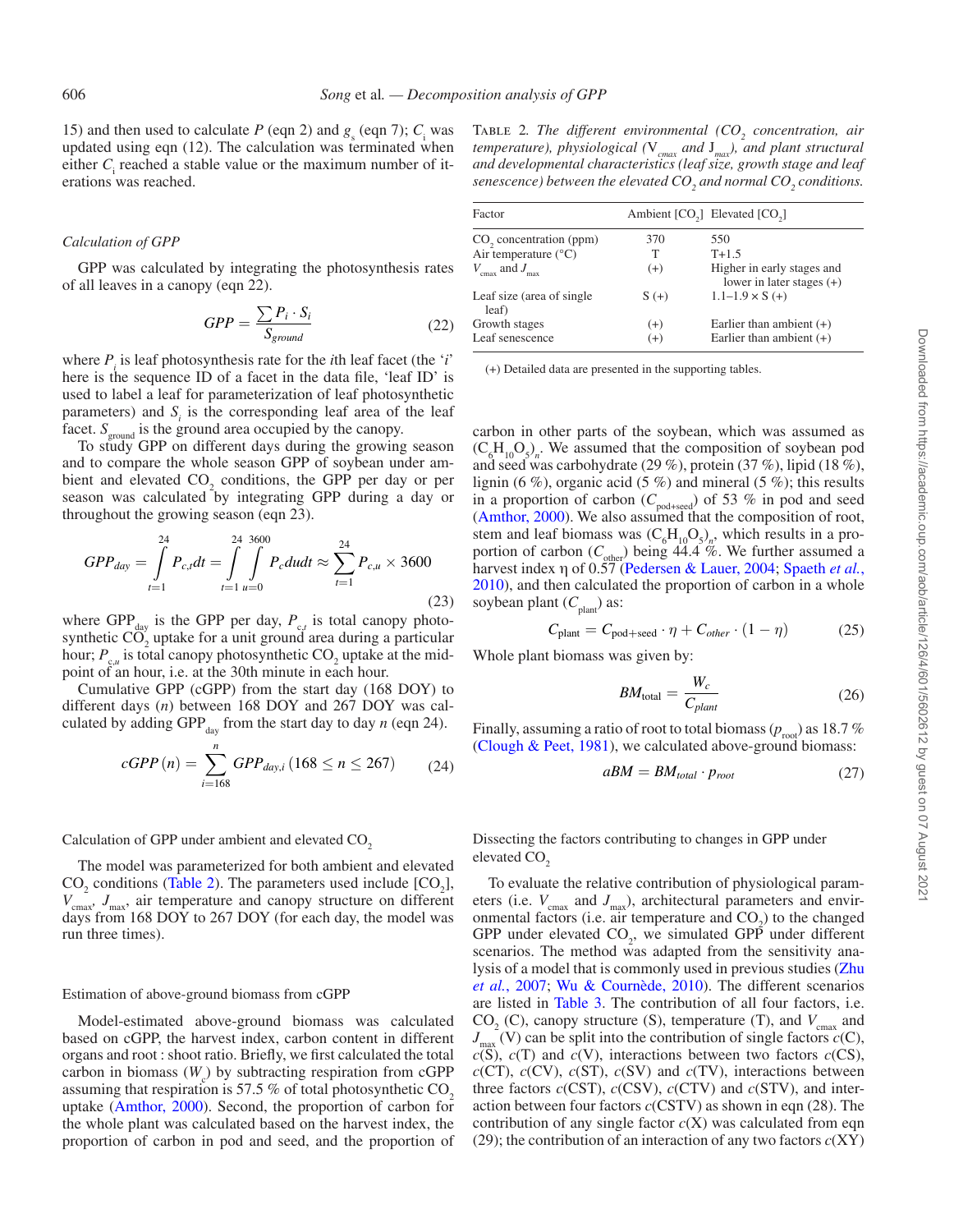15) and then used to calculate $P$ (eqn 2) and $g_s$ (eqn 7); $C_i$ was updated using eqn (12). The calculation was terminated when either $C_i$ reached a stable value or the maximum number of iterations was reached.

### *Calculation of GPP*

GPP was calculated by integrating the photosynthesis rates of all leaves in a canopy (eqn 22).

$$GPP = \frac{\sum P_i \cdot S_i}{S_{ground}} \tag{22}$$

where $P_i$ is leaf photosynthesis rate for the $i$th leaf facet (the '$i$' here is the sequence ID of a facet in the data file, 'leaf ID' is used to label a leaf for parameterization of leaf photosynthetic parameters) and $S_i$ is the corresponding leaf area of the leaf facet. $S_{ground}$ is the ground area occupied by the canopy.

To study GPP on different days during the growing season and to compare the whole season GPP of soybean under ambient and elevated $CO_2$ conditions, the GPP per day or per season was calculated by integrating GPP during a day or throughout the growing season (eqn 23).

$$GPP_{day} = \int_{t=1}^{24} P_{c,t}dt = \int_{t=1}^{24}\int_{u=0}^{3600} P_c du dt \approx \sum_{t=1}^{24} P_{c,u} \times 3600 \tag{23}$$

where $GPP_{day}$ is the GPP per day, $P_{c,t}$ is total canopy photosynthetic $CO_2$ uptake for a unit ground area during a particular hour; $P_{c,u}$ is total canopy photosynthetic $CO_2$ uptake at the midpoint of an hour, i.e. at the 30th minute in each hour.

Cumulative GPP (cGPP) from the start day (168 DOY) to different days ($n$) between 168 DOY and 267 DOY was calculated by adding $GPP_{day}$ from the start day to day $n$ (eqn 24).

$$cGPP\,(n) = \sum_{i=168}^{n} GPP_{day,i}\,(168 \leq n \leq 267) \tag{24}$$

### Calculation of GPP under ambient and elevated $CO_2$

The model was parameterized for both ambient and elevated $CO_2$ conditions (Table 2). The parameters used include [$CO_2$], $V_{cmax}$, $J_{max}$, air temperature and canopy structure on different days from 168 DOY to 267 DOY (for each day, the model was run three times).

Table 2. *The different environmental ($CO_2$ concentration, air temperature), physiological ($V_{cmax}$ and $J_{max}$), and plant structural and developmental characteristics (leaf size, growth stage and leaf senescence) between the elevated $CO_2$ and normal $CO_2$ conditions.*

| Factor | Ambient [$CO_2$] | Elevated [$CO_2$] |
|---|---|---|
| $CO_2$ concentration (ppm) | 370 | 550 |
| Air temperature (°C) | T | T+1.5 |
| $V_{cmax}$ and $J_{max}$ | (+) | Higher in early stages and lower in later stages (+) |
| Leaf size (area of single leaf) | S (+) | 1.1–1.9 × S (+) |
| Growth stages | (+) | Earlier than ambient (+) |
| Leaf senescence | (+) | Earlier than ambient (+) |

(+) Detailed data are presented in the supporting tables.

### Estimation of above-ground biomass from cGPP

Model-estimated above-ground biomass was calculated based on cGPP, the harvest index, carbon content in different organs and root : shoot ratio. Briefly, we first calculated the total carbon in biomass ($W_c$) by subtracting respiration from cGPP assuming that respiration is 57.5 % of total photosynthetic $CO_2$ uptake (Amthor, 2000). Second, the proportion of carbon for the whole plant was calculated based on the harvest index, the proportion of carbon in pod and seed, and the proportion of carbon in other parts of the soybean, which was assumed as $(C_6H_{10}O_5)_n$. We assumed that the composition of soybean pod and seed was carbohydrate (29 %), protein (37 %), lipid (18 %), lignin (6 %), organic acid (5 %) and mineral (5 %); this results in a proportion of carbon ($C_{pod+seed}$) of 53 % in pod and seed (Amthor, 2000). We also assumed that the composition of root, stem and leaf biomass was $(C_6H_{10}O_5)_n$, which results in a proportion of carbon ($C_{other}$) being 44.4 %. We further assumed a harvest index η of 0.57 (Pedersen & Lauer, 2004; Spaeth *et al.*, 2010), and then calculated the proportion of carbon in a whole soybean plant ($C_{plant}$) as:

$$C_{plant} = C_{pod+seed} \cdot \eta + C_{other} \cdot (1 - \eta) \tag{25}$$

Whole plant biomass was given by:

$$BM_{total} = \frac{W_c}{C_{plant}} \tag{26}$$

Finally, assuming a ratio of root to total biomass ($p_{root}$) as 18.7 % (Clough & Peet, 1981), we calculated above-ground biomass:

$$aBM = BM_{total} \cdot p_{root} \tag{27}$$

### Dissecting the factors contributing to changes in GPP under elevated $CO_2$

To evaluate the relative contribution of physiological parameters (i.e. $V_{cmax}$ and $J_{max}$), architectural parameters and environmental factors (i.e. air temperature and $CO_2$) to the changed GPP under elevated $CO_2$, we simulated GPP under different scenarios. The method was adapted from the sensitivity analysis of a model that is commonly used in previous studies (Zhu *et al.*, 2007; Wu & Cournède, 2010). The different scenarios are listed in Table 3. The contribution of all four factors, i.e. $CO_2$ (C), canopy structure (S), temperature (T), and $V_{cmax}$ and $J_{max}$ (V) can be split into the contribution of single factors $c$(C), $c$(S), $c$(T) and $c$(V), interactions between two factors $c$(CS), $c$(CT), $c$(CV), $c$(ST), $c$(SV) and $c$(TV), interactions between three factors $c$(CST), $c$(CSV), $c$(CTV) and $c$(STV), and interaction between four factors $c$(CSTV) as shown in eqn (28). The contribution of any single factor $c$(X) was calculated from eqn (29); the contribution of an interaction of any two factors $c$(XY)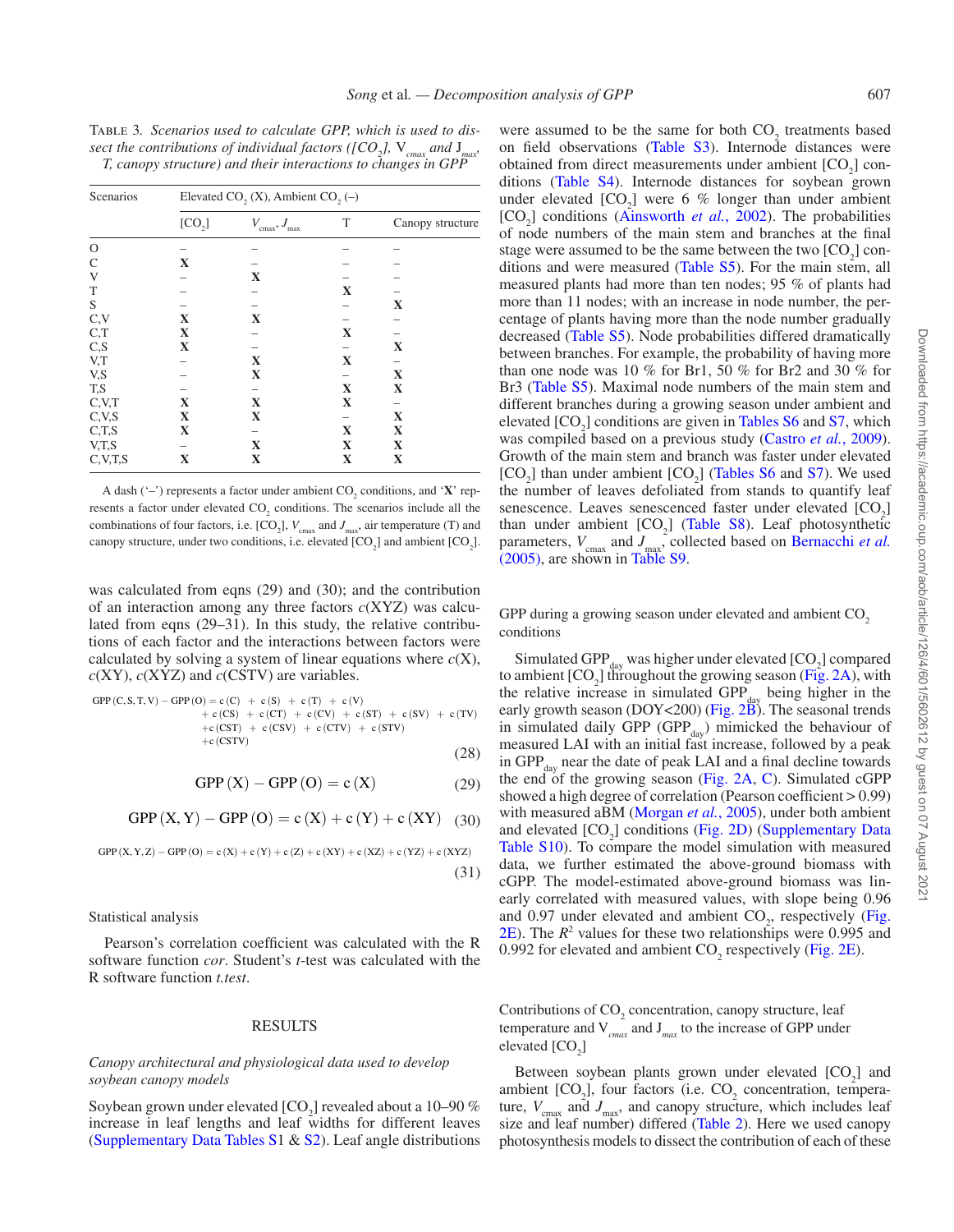TABLE 3. *Scenarios used to calculate GPP, which is used to dissect the contributions of individual factors ([$CO_2$], $V_{cmax}$ and $J_{max}$, T, canopy structure) and their interactions to changes in GPP*

| Scenarios | Elevated $CO_2$ (X), Ambient $CO_2$ (–) | | | |
|---|---|---|---|---|
| | [$CO_2$] | $V_{cmax}$, $J_{max}$ | T | Canopy structure |
| O | – | – | – | – |
| C | X | – | – | – |
| V | – | X | – | – |
| T | – | – | X | – |
| S | – | – | – | X |
| C,V | X | X | – | – |
| C,T | X | – | X | – |
| C,S | X | – | – | X |
| V,T | – | X | X | – |
| V,S | – | X | – | X |
| T,S | – | – | X | X |
| C,V,T | X | X | X | – |
| C,V,S | X | X | – | X |
| C,T,S | X | – | X | X |
| V,T,S | – | X | X | X |
| C,V,T,S | X | X | X | X |

A dash ('–') represents a factor under ambient $CO_2$ conditions, and '**X**' represents a factor under elevated $CO_2$ conditions. The scenarios include all the combinations of four factors, i.e. [$CO_2$], $V_{cmax}$ and $J_{max}$, air temperature (T) and canopy structure, under two conditions, i.e. elevated [$CO_2$] and ambient [$CO_2$].

was calculated from eqns (29) and (30); and the contribution of an interaction among any three factors $c$(XYZ) was calculated from eqns (29–31). In this study, the relative contributions of each factor and the interactions between factors were calculated by solving a system of linear equations where $c$(X), $c$(XY), $c$(XYZ) and $c$(CSTV) are variables.

$$\begin{aligned}\mathrm{GPP}(\mathrm{C,S,T,V}) - \mathrm{GPP}(\mathrm{O}) = {} & \mathrm{c}(\mathrm{C}) + \mathrm{c}(\mathrm{S}) + \mathrm{c}(\mathrm{T}) + \mathrm{c}(\mathrm{V}) \\ & + \mathrm{c}(\mathrm{CS}) + \mathrm{c}(\mathrm{CT}) + \mathrm{c}(\mathrm{CV}) + \mathrm{c}(\mathrm{ST}) + \mathrm{c}(\mathrm{SV}) + \mathrm{c}(\mathrm{TV}) \\ & + \mathrm{c}(\mathrm{CST}) + \mathrm{c}(\mathrm{CSV}) + \mathrm{c}(\mathrm{CTV}) + \mathrm{c}(\mathrm{STV}) \\ & + \mathrm{c}(\mathrm{CSTV})\end{aligned} \tag{28}$$

$$\mathrm{GPP}(\mathrm{X}) - \mathrm{GPP}(\mathrm{O}) = \mathrm{c}(\mathrm{X}) \tag{29}$$

$$\mathrm{GPP}(\mathrm{X,Y}) - \mathrm{GPP}(\mathrm{O}) = \mathrm{c}(\mathrm{X}) + \mathrm{c}(\mathrm{Y}) + \mathrm{c}(\mathrm{XY}) \tag{30}$$

$$\mathrm{GPP}(\mathrm{X,Y,Z}) - \mathrm{GPP}(\mathrm{O}) = \mathrm{c}(\mathrm{X}) + \mathrm{c}(\mathrm{Y}) + \mathrm{c}(\mathrm{Z}) + \mathrm{c}(\mathrm{XY}) + \mathrm{c}(\mathrm{XZ}) + \mathrm{c}(\mathrm{YZ}) + \mathrm{c}(\mathrm{XYZ}) \tag{31}$$

### Statistical analysis

Pearson's correlation coefficient was calculated with the R software function *cor*. Student's *t*-test was calculated with the R software function *t.test*.

## RESULTS

### *Canopy architectural and physiological data used to develop soybean canopy models*

Soybean grown under elevated [$CO_2$] revealed about a 10–90 % increase in leaf lengths and leaf widths for different leaves (Supplementary Data Tables S1 & S2). Leaf angle distributions were assumed to be the same for both $CO_2$ treatments based on field observations (Table S3). Internode distances were obtained from direct measurements under ambient [$CO_2$] conditions (Table S4). Internode distances for soybean grown under elevated [$CO_2$] were 6 % longer than under ambient [$CO_2$] conditions (Ainsworth *et al.*, 2002). The probabilities of node numbers of the main stem and branches at the final stage were assumed to be the same between the two [$CO_2$] conditions and were measured (Table S5). For the main stem, all measured plants had more than ten nodes; 95 % of plants had more than 11 nodes; with an increase in node number, the percentage of plants having more than the node number gradually decreased (Table S5). Node probabilities differed dramatically between branches. For example, the probability of having more than one node was 10 % for Br1, 50 % for Br2 and 30 % for Br3 (Table S5). Maximal node numbers of the main stem and different branches during a growing season under ambient and elevated [$CO_2$] conditions are given in Tables S6 and S7, which was compiled based on a previous study (Castro *et al.*, 2009). Growth of the main stem and branch was faster under elevated [$CO_2$] than under ambient [$CO_2$] (Tables S6 and S7). We used the number of leaves defoliated from stands to quantify leaf senescence. Leaves senesced faster under elevated [$CO_2$] than under ambient [$CO_2$] (Table S8). Leaf photosynthetic parameters, $V_{cmax}$ and $J_{max}$, collected based on Bernacchi *et al.* (2005), are shown in Table S9.

### GPP during a growing season under elevated and ambient $CO_2$ conditions

Simulated $GPP_{day}$ was higher under elevated [$CO_2$] compared to ambient [$CO_2$] throughout the growing season (Fig. 2A), with the relative increase in simulated $GPP_{day}$ being higher in the early growth season (DOY<200) (Fig. 2B). The seasonal trends in simulated daily GPP ($GPP_{day}$) mimicked the behaviour of measured LAI with an initial fast increase, followed by a peak in $GPP_{day}$ near the date of peak LAI and a final decline towards the end of the growing season (Fig. 2A, C). Simulated cGPP showed a high degree of correlation (Pearson coefficient > 0.99) with measured aBM (Morgan *et al.*, 2005), under both ambient and elevated [$CO_2$] conditions (Fig. 2D) (Supplementary Data Table S10). To compare the model simulation with measured data, we further estimated the above-ground biomass with cGPP. The model-estimated above-ground biomass was linearly correlated with measured values, with slope being 0.96 and 0.97 under elevated and ambient $CO_2$, respectively (Fig. 2E). The $R^2$ values for these two relationships were 0.995 and 0.992 for elevated and ambient $CO_2$ respectively (Fig. 2E).

### Contributions of $CO_2$ concentration, canopy structure, leaf temperature and $V_{cmax}$ and $J_{max}$ to the increase of GPP under elevated [$CO_2$]

Between soybean plants grown under elevated [$CO_2$] and ambient [$CO_2$], four factors (i.e. $CO_2$ concentration, temperature, $V_{cmax}$ and $J_{max}$, and canopy structure, which includes leaf size and leaf number) differed (Table 2). Here we used canopy photosynthesis models to dissect the contribution of each of these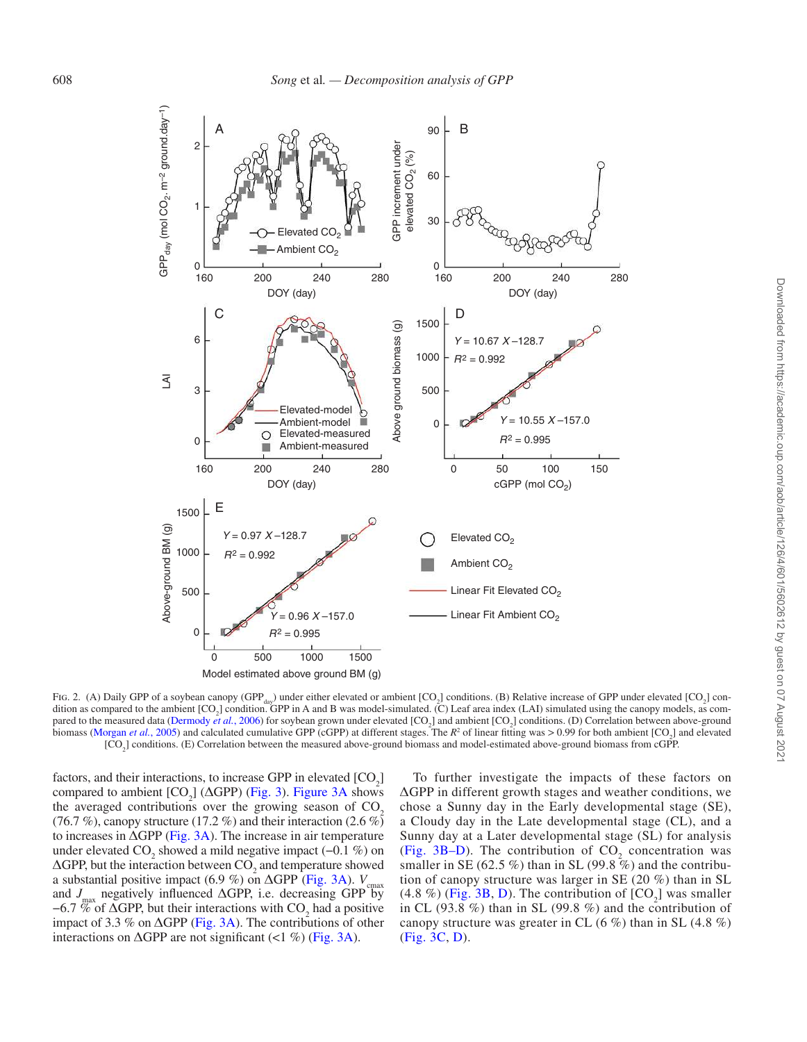Fig. 2. (A) Daily GPP of a soybean canopy ($GPP_{day}$) under either elevated or ambient [$CO_2$] conditions. (B) Relative increase of GPP under elevated [$CO_2$] condition as compared to the ambient [$CO_2$] condition. GPP in A and B was model-simulated. (C) Leaf area index (LAI) simulated using the canopy models, as compared to the measured data (Dermody *et al.*, 2006) for soybean grown under elevated [$CO_2$] and ambient [$CO_2$] conditions. (D) Correlation between above-ground biomass (Morgan *et al.*, 2005) and calculated cumulative GPP (cGPP) at different stages. The $R^2$ of linear fitting was > 0.99 for both ambient [$CO_2$] and elevated [$CO_2$] conditions. (E) Correlation between the measured above-ground biomass and model-estimated above-ground biomass from cGPP.

factors, and their interactions, to increase GPP in elevated [$CO_2$] compared to ambient [$CO_2$] (ΔGPP) (Fig. 3). Figure 3A shows the averaged contributions over the growing season of $CO_2$ (76.7 %), canopy structure (17.2 %) and their interaction (2.6 %) to increases in ΔGPP (Fig. 3A). The increase in air temperature under elevated $CO_2$ showed a mild negative impact (−0.1 %) on ΔGPP, but the interaction between $CO_2$ and temperature showed a substantial positive impact (6.9 %) on ΔGPP (Fig. 3A). $V_{cmax}$ and $J_{max}$ negatively influenced ΔGPP, i.e. decreasing GPP by −6.7 % of ΔGPP, but their interactions with $CO_2$ had a positive impact of 3.3 % on ΔGPP (Fig. 3A). The contributions of other interactions on ΔGPP are not significant (<1 %) (Fig. 3A).

To further investigate the impacts of these factors on ΔGPP in different growth stages and weather conditions, we chose a Sunny day in the Early developmental stage (SE), a Cloudy day in the Late developmental stage (CL), and a Sunny day at a Later developmental stage (SL) for analysis (Fig. 3B–D). The contribution of $CO_2$ concentration was smaller in SE (62.5 %) than in SL (99.8 %) and the contribution of canopy structure was larger in SE (20 %) than in SL (4.8 %) (Fig. 3B, D). The contribution of [$CO_2$] was smaller in CL (93.8 %) than in SL (99.8 %) and the contribution of canopy structure was greater in CL (6 %) than in SL (4.8 %) (Fig. 3C, D).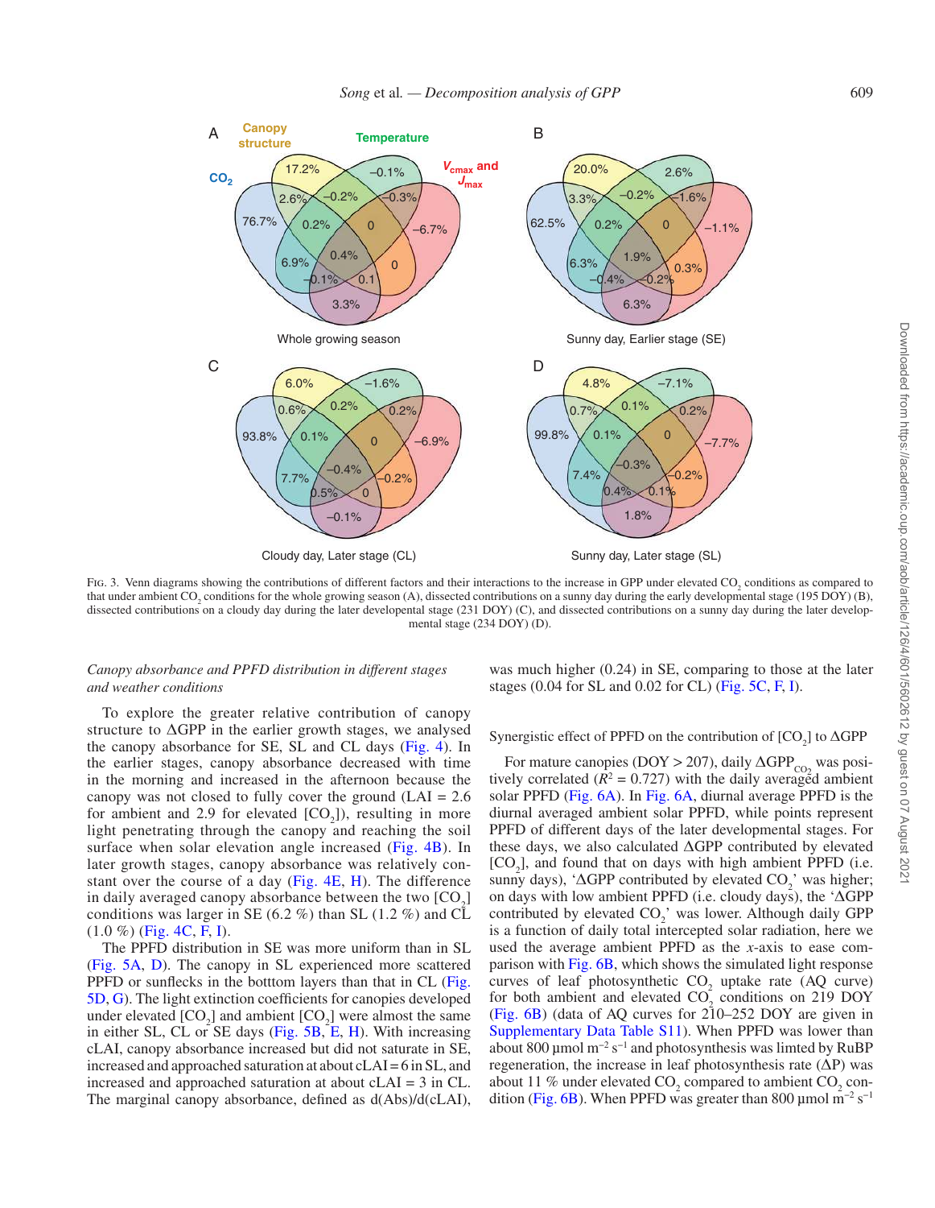Fig. 3. Venn diagrams showing the contributions of different factors and their interactions to the increase in GPP under elevated $CO_2$ conditions as compared to that under ambient $CO_2$ conditions for the whole growing season (A), dissected contributions on a sunny day during the early developmental stage (195 DOY) (B), dissected contributions on a cloudy day during the later developental stage (231 DOY) (C), and dissected contributions on a sunny day during the later developmental stage (234 DOY) (D).

*Canopy absorbance and PPFD distribution in different stages and weather conditions*

To explore the greater relative contribution of canopy structure to ΔGPP in the earlier growth stages, we analysed the canopy absorbance for SE, SL and CL days (Fig. 4). In the earlier stages, canopy absorbance decreased with time in the morning and increased in the afternoon because the canopy was not fully cover the ground (LAI = 2.6 for ambient and 2.9 for elevated [$CO_2$]), resulting in more light penetrating through the canopy and reaching the soil surface when solar elevation angle increased (Fig. 4B). In later growth stages, canopy absorbance was relatively constant over the course of a day (Fig. 4E, H). The difference in daily averaged canopy absorbance between the two [$CO_2$] conditions was larger in SE (6.2 %) than SL (1.2 %) and CL (1.0 %) (Fig. 4C, F, I).

The PPFD distribution in SE was more uniform than in SL (Fig. 5A, D). The canopy in SL experienced more scattered PPFD or sunflecks in the botttom layers than that in CL (Fig. 5D, G). The light extinction coefficients for canopies developed under elevated [$CO_2$] and ambient [$CO_2$] were almost the same in either SL, CL or SE days (Fig. 5B, E, H). With increasing cLAI, canopy absorbance increased but did not saturate in SE, increased and approached saturation at about cLAI = 6 in SL, and increased and approached saturation at about cLAI = 3 in CL. The marginal canopy absorbance, defined as d(Abs)/d(cLAI), was much higher (0.24) in SE, comparing to those at the later stages (0.04 for SL and 0.02 for CL) (Fig. 5C, F, I).

*Synergistic effect of PPFD on the contribution of [$CO_2$] to ΔGPP*

For mature canopies (DOY > 207), daily $\Delta GPP_{CO_2}$ was positively correlated ($R^2$ = 0.727) with the daily averaged ambient solar PPFD (Fig. 6A). In Fig. 6A, diurnal average PPFD is the diurnal averaged ambient solar PPFD, while points represent PPFD of different days of the later developmental stages. For these days, we also calculated ΔGPP contributed by elevated [$CO_2$], and found that on days with high ambient PPFD (i.e. sunny days), 'ΔGPP contributed by elevated $CO_2$' was higher; on days with low ambient PPFD (i.e. cloudy days), the 'ΔGPP contributed by elevated $CO_2$' was lower. Although daily GPP is a function of daily total intercepted solar radiation, here we used the average ambient PPFD as the *x*-axis to ease comparison with Fig. 6B, which shows the simulated light response curves of leaf photosynthetic $CO_2$ uptake rate (AQ curve) for both ambient and elevated $CO_2$ conditions on 219 DOY (Fig. 6B) (data of AQ curves for 210–252 DOY are given in Supplementary Data Table S11). When PPFD was lower than about 800 µmol m$^{-2}$ s$^{-1}$ and photosynthesis was limted by RuBP regeneration, the increase in leaf photosynthesis rate (ΔP) was about 11 % under elevated $CO_2$ compared to ambient $CO_2$ condition (Fig. 6B). When PPFD was greater than 800 µmol m$^{-2}$ s$^{-1}$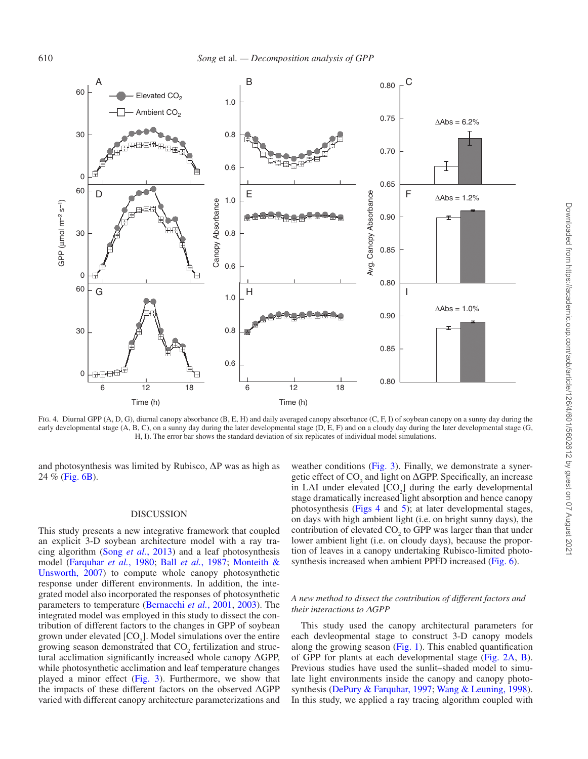Fig. 4. Diurnal GPP (A, D, G), diurnal canopy absorbance (B, E, H) and daily averaged canopy absorbance (C, F, I) of soybean canopy on a sunny day during the early developmental stage (A, B, C), on a sunny day during the later developmental stage (D, E, F) and on a cloudy day during the later developmental stage (G, H, I). The error bar shows the standard deviation of six replicates of individual model simulations.

and photosynthesis was limited by Rubisco, ΔP was as high as 24 % (Fig. 6B).

## DISCUSSION

This study presents a new integrative framework that coupled an explicit 3-D soybean architecture model with a ray tracing algorithm (Song *et al.*, 2013) and a leaf photosynthesis model (Farquhar *et al.*, 1980; Ball *et al.*, 1987; Monteith & Unsworth, 2007) to compute whole canopy photosynthetic response under different environments. In addition, the integrated model also incorporated the responses of photosynthetic parameters to temperature (Bernacchi *et al.*, 2001, 2003). The integrated model was employed in this study to dissect the contribution of different factors to the changes in GPP of soybean grown under elevated [$CO_2$]. Model simulations over the entire growing season demonstrated that $CO_2$ fertilization and structural acclimation significantly increased whole canopy ΔGPP, while photosynthetic acclimation and leaf temperature changes played a minor effect (Fig. 3). Furthermore, we show that the impacts of these different factors on the observed ΔGPP varied with different canopy architecture parameterizations and weather conditions (Fig. 3). Finally, we demonstrate a synergetic effect of $CO_2$ and light on ΔGPP. Specifically, an increase in LAI under elevated [$CO_2$] during the early developmental stage dramatically increased light absorption and hence canopy photosynthesis (Figs 4 and 5); at later developmental stages, on days with high ambient light (i.e. on bright sunny days), the contribution of elevated $CO_2$ to GPP was larger than that under lower ambient light (i.e. on cloudy days), because the proportion of leaves in a canopy undertaking Rubisco-limited photosynthesis increased when ambient PPFD increased (Fig. 6).

### *A new method to dissect the contribution of different factors and their interactions to ΔGPP*

This study used the canopy architectural parameters for each devleopmental stage to construct 3-D canopy models along the growing season (Fig. 1). This enabled quantification of GPP for plants at each developmental stage (Fig. 2A, B). Previous studies have used the sunlit–shaded model to simulate light environments inside the canopy and canopy photosynthesis (DePury & Farquhar, 1997; Wang & Leuning, 1998). In this study, we applied a ray tracing algorithm coupled with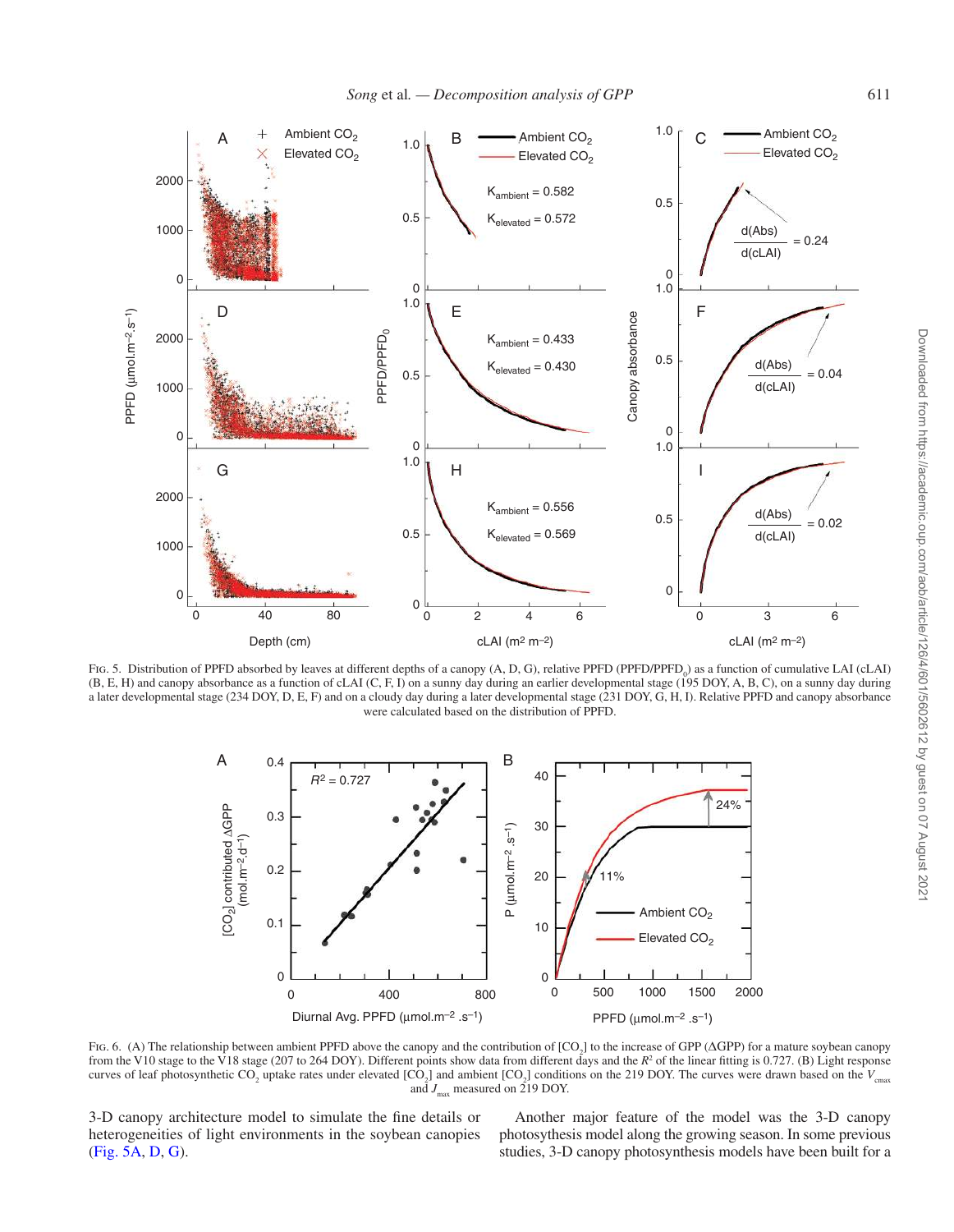Fig. 5. Distribution of PPFD absorbed by leaves at different depths of a canopy (A, D, G), relative PPFD (PPFD/PPFD$_0$) as a function of cumulative LAI (cLAI) (B, E, H) and canopy absorbance as a function of cLAI (C, F, I) on a sunny day during an earlier developmental stage (195 DOY, A, B, C), on a sunny day during a later developmental stage (234 DOY, D, E, F) and on a cloudy day during a later developmental stage (231 DOY, G, H, I). Relative PPFD and canopy absorbance were calculated based on the distribution of PPFD.

Fig. 6. (A) The relationship between ambient PPFD above the canopy and the contribution of [$CO_2$] to the increase of GPP (ΔGPP) for a mature soybean canopy from the V10 stage to the V18 stage (207 to 264 DOY). Different points show data from different days and the $R^2$ of the linear fitting is 0.727. (B) Light response curves of leaf photosynthetic $CO_2$ uptake rates under elevated [$CO_2$] and ambient [$CO_2$] conditions on the 219 DOY. The curves were drawn based on the $V_{cmax}$ and $J_{max}$ measured on 219 DOY.

3-D canopy architecture model to simulate the fine details or heterogeneities of light environments in the soybean canopies (Fig. 5A, D, G).

Another major feature of the model was the 3-D canopy photosynthesis model along the growing season. In some previous studies, 3-D canopy photosynthesis models have been built for a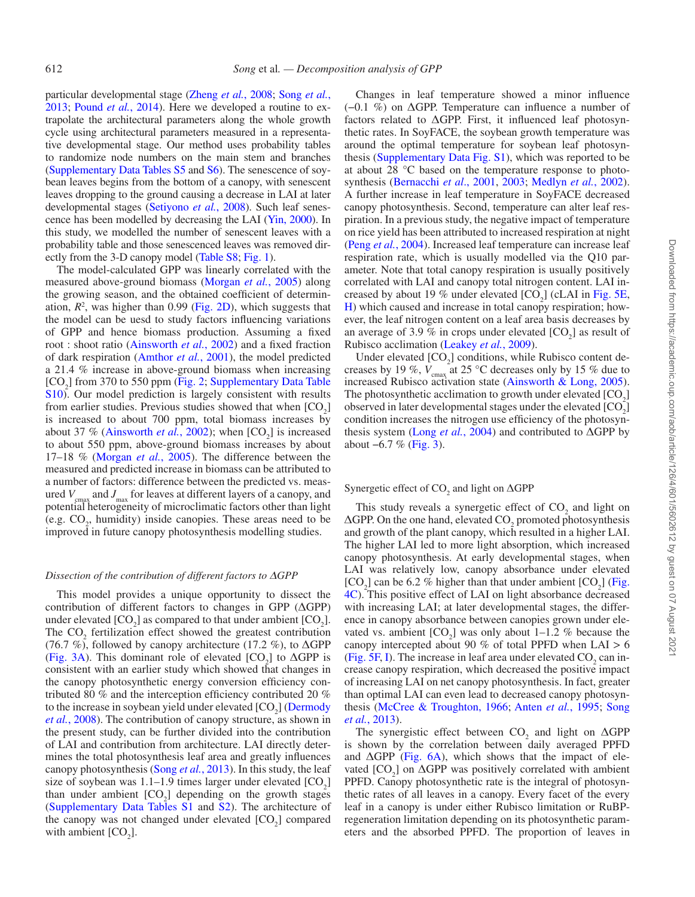particular developmental stage (Zheng *et al.*, 2008; Song *et al.*, 2013; Pound *et al.*, 2014). Here we developed a routine to extrapolate the architectural parameters along the whole growth cycle using architectural parameters measured in a representative developmental stage. Our method uses probability tables to randomize node numbers on the main stem and branches (Supplementary Data Tables S5 and S6). The senescence of soybean leaves begins from the bottom of a canopy, with senescent leaves dropping to the ground causing a decrease in LAI at later developmental stages (Setiyono *et al.*, 2008). Such leaf senescence has been modelled by decreasing the LAI (Yin, 2000). In this study, we modelled the number of senescent leaves with a probability table and those senescenced leaves was removed directly from the 3-D canopy model (Table S8; Fig. 1).

The model-calculated GPP was linearly correlated with the measured above-ground biomass (Morgan *et al.*, 2005) along the growing season, and the obtained coefficient of determination, $R^2$, was higher than 0.99 (Fig. 2D), which suggests that the model can be uesd to study factors influencing variations of GPP and hence biomass production. Assuming a fixed root : shoot ratio (Ainsworth *et al.*, 2002) and a fixed fraction of dark respiration (Amthor *et al.*, 2001), the model predicted a 21.4 % increase in above-ground biomass when increasing [$CO_2$] from 370 to 550 ppm (Fig. 2; Supplementary Data Table S10). Our model prediction is largely consistent with results from earlier studies. Previous studies showed that when [$CO_2$] is increased to about 700 ppm, total biomass increases by about 37 % (Ainsworth *et al.*, 2002); when [$CO_2$] is increased to about 550 ppm, above-ground biomass increases by about 17–18 % (Morgan *et al.*, 2005). The difference between the measured and predicted increase in biomass can be attributed to a number of factors: difference between the predicted vs. measured $V_{cmax}$ and $J_{max}$ for leaves at different layers of a canopy, and potential heterogeneity of microclimatic factors other than light (e.g. $CO_2$, humidity) inside canopies. These areas need to be improved in future canopy photosynthesis modelling studies.

### *Dissection of the contribution of different factors to ΔGPP*

This model provides a unique opportunity to dissect the contribution of different factors to changes in GPP (ΔGPP) under elevated [$CO_2$] as compared to that under ambient [$CO_2$]. The $CO_2$ fertilization effect showed the greatest contribution (76.7 %), followed by canopy architecture (17.2 %), to ΔGPP (Fig. 3A). This dominant role of elevated [$CO_2$] to ΔGPP is consistent with an earlier study which showed that changes in the canopy photosynthetic energy conversion efficiency contributed 80 % and the interception efficiency contributed 20 % to the increase in soybean yield under elevated [$CO_2$] (Dermody *et al.*, 2008). The contribution of canopy structure, as shown in the present study, can be further divided into the contribution of LAI and contribution from architecture. LAI directly determines the total photosynthesis leaf area and greatly influences canopy photosynthesis (Song *et al.*, 2013). In this study, the leaf size of soybean was 1.1–1.9 times larger under elevated [$CO_2$] than under ambient [$CO_2$] depending on the growth stages (Supplementary Data Tables S1 and S2). The architecture of the canopy was not changed under elevated [$CO_2$] compared with ambient [$CO_2$].

Changes in leaf temperature showed a minor influence (−0.1 %) on ΔGPP. Temperature can influence a number of factors related to ΔGPP. First, it influenced leaf photosynthetic rates. In SoyFACE, the soybean growth temperature was around the optimal temperature for soybean leaf photosynthesis (Supplementary Data Fig. S1), which was reported to be at about 28 °C based on the temperature response to photosynthesis (Bernacchi *et al*., 2001, 2003; Medlyn *et al.*, 2002). A further increase in leaf temperature in SoyFACE decreased canopy photosynthesis. Second, temperature can alter leaf respiration. In a previous study, the negative impact of temperature on rice yield has been attributed to increased respiration at night (Peng *et al.*, 2004). Increased leaf temperature can increase leaf respiration rate, which is usually modelled via the Q10 parameter. Note that total canopy respiration is usually positively correlated with LAI and canopy total nitrogen content. LAI increased by about 19 % under elevated [$CO_2$] (cLAI in Fig. 5E, H) which caused and increase in total canopy respiration; however, the leaf nitrogen content on a leaf area basis decreases by an average of 3.9 % in crops under elevated [$CO_2$] as result of Rubisco acclimation (Leakey *et al.*, 2009).

Under elevated [$CO_2$] conditions, while Rubisco content decreases by 19 %, $V_{cmax}$ at 25 °C decreases only by 15 % due to increased Rubisco activation state (Ainsworth & Long, 2005). The photosynthetic acclimation to growth under elevated [$CO_2$] observed in later developmental stages under the elevated [$CO_2$] condition increases the nitrogen use efficiency of the photosynthesis system (Long *et al.*, 2004) and contributed to ΔGPP by about −6.7 % (Fig. 3).

### Synergetic effect of $CO_2$ and light on ΔGPP

This study reveals a synergetic effect of $CO_2$ and light on ΔGPP. On the one hand, elevated $CO_2$ promoted photosynthesis and growth of the plant canopy, which resulted in a higher LAI. The higher LAI led to more light absorption, which increased canopy photosynthesis. At early developmental stages, when LAI was relatively low, canopy absorbance under elevated [$CO_2$] can be 6.2 % higher than that under ambient [$CO_2$] (Fig. 4C). This positive effect of LAI on light absorbance decreased with increasing LAI; at later developmental stages, the difference in canopy absorbance between canopies grown under elevated vs. ambient [$CO_2$] was only about 1–1.2 % because the canopy intercepted about 90 % of total PPFD when LAI > 6 (Fig. 5F, I). The increase in leaf area under elevated $CO_2$ can increase canopy respiration, which decreased the positive impact of increasing LAI on net canopy photosynthesis. In fact, greater than optimal LAI can even lead to decreased canopy photosynthesis (McCree & Troughton, 1966; Anten *et al.*, 1995; Song *et al.*, 2013).

The synergistic effect between $CO_2$ and light on ΔGPP is shown by the correlation between daily averaged PPFD and ΔGPP (Fig. 6A), which shows that the impact of elevated [$CO_2$] on ΔGPP was positively correlated with ambient PPFD. Canopy photosynthetic rate is the integral of photosynthetic rates of all leaves in a canopy. Every facet of the every leaf in a canopy is under either Rubisco limitation or RuBP-regeneration limitation depending on its photosynthetic parameters and the absorbed PPFD. The proportion of leaves in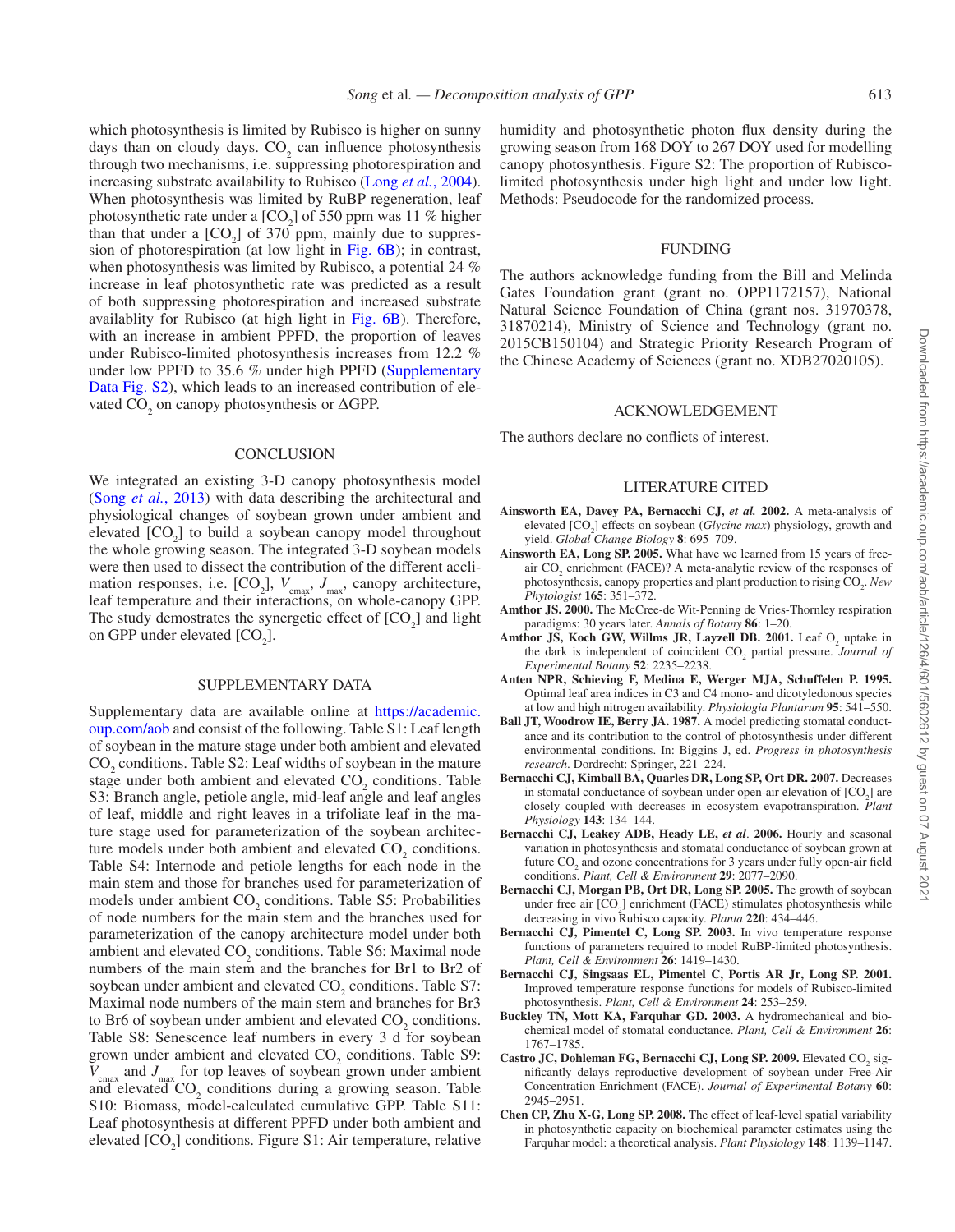which photosynthesis is limited by Rubisco is higher on sunny days than on cloudy days. $CO_2$ can influence photosynthesis through two mechanisms, i.e. suppressing photorespiration and increasing substrate availability to Rubisco (Long *et al.*, 2004). When photosynthesis was limited by RuBP regeneration, leaf photosynthetic rate under a [$CO_2$] of 550 ppm was 11 % higher than that under a [$CO_2$] of 370 ppm, mainly due to suppression of photorespiration (at low light in Fig. 6B); in contrast, when photosynthesis was limited by Rubisco, a potential 24 % increase in leaf photosynthetic rate was predicted as a result of both suppressing photorespiration and increased substrate availablity for Rubisco (at high light in Fig. 6B). Therefore, with an increase in ambient PPFD, the proportion of leaves under Rubisco-limited photosynthesis increases from 12.2 % under low PPFD to 35.6 % under high PPFD (Supplementary Data Fig. S2), which leads to an increased contribution of elevated $CO_2$ on canopy photosynthesis or ΔGPP.

## CONCLUSION

We integrated an existing 3-D canopy photosynthesis model (Song *et al.*, 2013) with data describing the architectural and physiological changes of soybean grown under ambient and elevated [$CO_2$] to build a soybean canopy model throughout the whole growing season. The integrated 3-D soybean models were then used to dissect the contribution of the different acclimation responses, i.e. [$CO_2$], $V_{cmax}$, $J_{max}$, canopy architecture, leaf temperature and their interactions, on whole-canopy GPP. The study demonstrates the synergetic effect of [$CO_2$] and light on GPP under elevated [$CO_2$].

## SUPPLEMENTARY DATA

Supplementary data are available online at https://academic.oup.com/aob and consist of the following. Table S1: Leaf length of soybean in the mature stage under both ambient and elevated $CO_2$ conditions. Table S2: Leaf widths of soybean in the mature stage under both ambient and elevated $CO_2$ conditions. Table S3: Branch angle, petiole angle, mid-leaf angle and leaf angles of leaf, middle and right leaves in a trifoliate leaf in the mature stage used for parameterization of the soybean architecture models under both ambient and elevated $CO_2$ conditions. Table S4: Internode and petiole lengths for each node in the main stem and those for branches used for parameterization of models under ambient $CO_2$ conditions. Table S5: Probabilities of node numbers for the main stem and the branches used for parameterization of the canopy architecture model under both ambient and elevated $CO_2$ conditions. Table S6: Maximal node numbers of the main stem and the branches for Br1 to Br2 of soybean under ambient and elevated $CO_2$ conditions. Table S7: Maximal node numbers of the main stem and branches for Br3 to Br6 of soybean under ambient and elevated $CO_2$ conditions. Table S8: Senescence leaf numbers in every 3 d for soybean grown under ambient and elevated $CO_2$ conditions. Table S9: $V_{cmax}$ and $J_{max}$ for top leaves of soybean grown under ambient and elevated $CO_2$ conditions during a growing season. Table S10: Biomass, model-calculated cumulative GPP. Table S11: Leaf photosynthesis at different PPFD under both ambient and elevated [$CO_2$] conditions. Figure S1: Air temperature, relative humidity and photosynthetic photon flux density during the growing season from 168 DOY to 267 DOY used for modelling canopy photosynthesis. Figure S2: The proportion of Rubisco-limited photosynthesis under high light and under low light. Methods: Pseudocode for the randomized process.

## FUNDING

The authors acknowledge funding from the Bill and Melinda Gates Foundation grant (grant no. OPP1172157), National Natural Science Foundation of China (grant nos. 31970378, 31870214), Ministry of Science and Technology (grant no. 2015CB150104) and Strategic Priority Research Program of the Chinese Academy of Sciences (grant no. XDB27020105).

## ACKNOWLEDGEMENT

The authors declare no conflicts of interest.

## LITERATURE CITED

**Ainsworth EA, Davey PA, Bernacchi CJ, *et al.* 2002.** A meta-analysis of elevated [$CO_2$] effects on soybean (*Glycine max*) physiology, growth and yield. *Global Change Biology* **8**: 695–709.

**Ainsworth EA, Long SP. 2005.** What have we learned from 15 years of free-air $CO_2$ enrichment (FACE)? A meta-analytic review of the responses of photosynthesis, canopy properties and plant production to rising $CO_2$. *New Phytologist* **165**: 351–372.

**Amthor JS. 2000.** The McCree-de Wit-Penning de Vries-Thornley respiration paradigms: 30 years later. *Annals of Botany* **86**: 1–20.

**Amthor JS, Koch GW, Willms JR, Layzell DB. 2001.** Leaf $O_2$ uptake in the dark is independent of coincident $CO_2$ partial pressure. *Journal of Experimental Botany* **52**: 2235–2238.

**Anten NPR, Schieving F, Medina E, Werger MJA, Schuffelen P. 1995.** Optimal leaf area indices in C3 and C4 mono- and dicotyledonous species at low and high nitrogen availability. *Physiologia Plantarum* **95**: 541–550.

**Ball JT, Woodrow IE, Berry JA. 1987.** A model predicting stomatal conductance and its contribution to the control of photosynthesis under different environmental conditions. In: Biggins J, ed. *Progress in photosynthesis research*. Dordrecht: Springer, 221–224.

**Bernacchi CJ, Kimball BA, Quarles DR, Long SP, Ort DR. 2007.** Decreases in stomatal conductance of soybean under open-air elevation of [$CO_2$] are closely coupled with decreases in ecosystem evapotranspiration. *Plant Physiology* **143**: 134–144.

**Bernacchi CJ, Leakey ADB, Heady LE, *et al*. 2006.** Hourly and seasonal variation in photosynthesis and stomatal conductance of soybean grown at future $CO_2$ and ozone concentrations for 3 years under fully open-air field conditions. *Plant, Cell & Environment* **29**: 2077–2090.

**Bernacchi CJ, Morgan PB, Ort DR, Long SP. 2005.** The growth of soybean under free air [$CO_2$] enrichment (FACE) stimulates photosynthesis while decreasing in vivo Rubisco capacity. *Planta* **220**: 434–446.

**Bernacchi CJ, Pimentel C, Long SP. 2003.** In vivo temperature response functions of parameters required to model RuBP-limited photosynthesis. *Plant, Cell & Environment* **26**: 1419–1430.

**Bernacchi CJ, Singsaas EL, Pimentel C, Portis AR Jr, Long SP. 2001.** Improved temperature response functions for models of Rubisco-limited photosynthesis. *Plant, Cell & Environment* **24**: 253–259.

**Buckley TN, Mott KA, Farquhar GD. 2003.** A hydromechanical and biochemical model of stomatal conductance. *Plant, Cell & Environment* **26**: 1767–1785.

**Castro JC, Dohleman FG, Bernacchi CJ, Long SP. 2009.** Elevated $CO_2$ significantly delays reproductive development of soybean under Free-Air Concentration Enrichment (FACE). *Journal of Experimental Botany* **60**: 2945–2951.

**Chen CP, Zhu X-G, Long SP. 2008.** The effect of leaf-level spatial variability in photosynthetic capacity on biochemical parameter estimates using the Farquhar model: a theoretical analysis. *Plant Physiology* **148**: 1139–1147.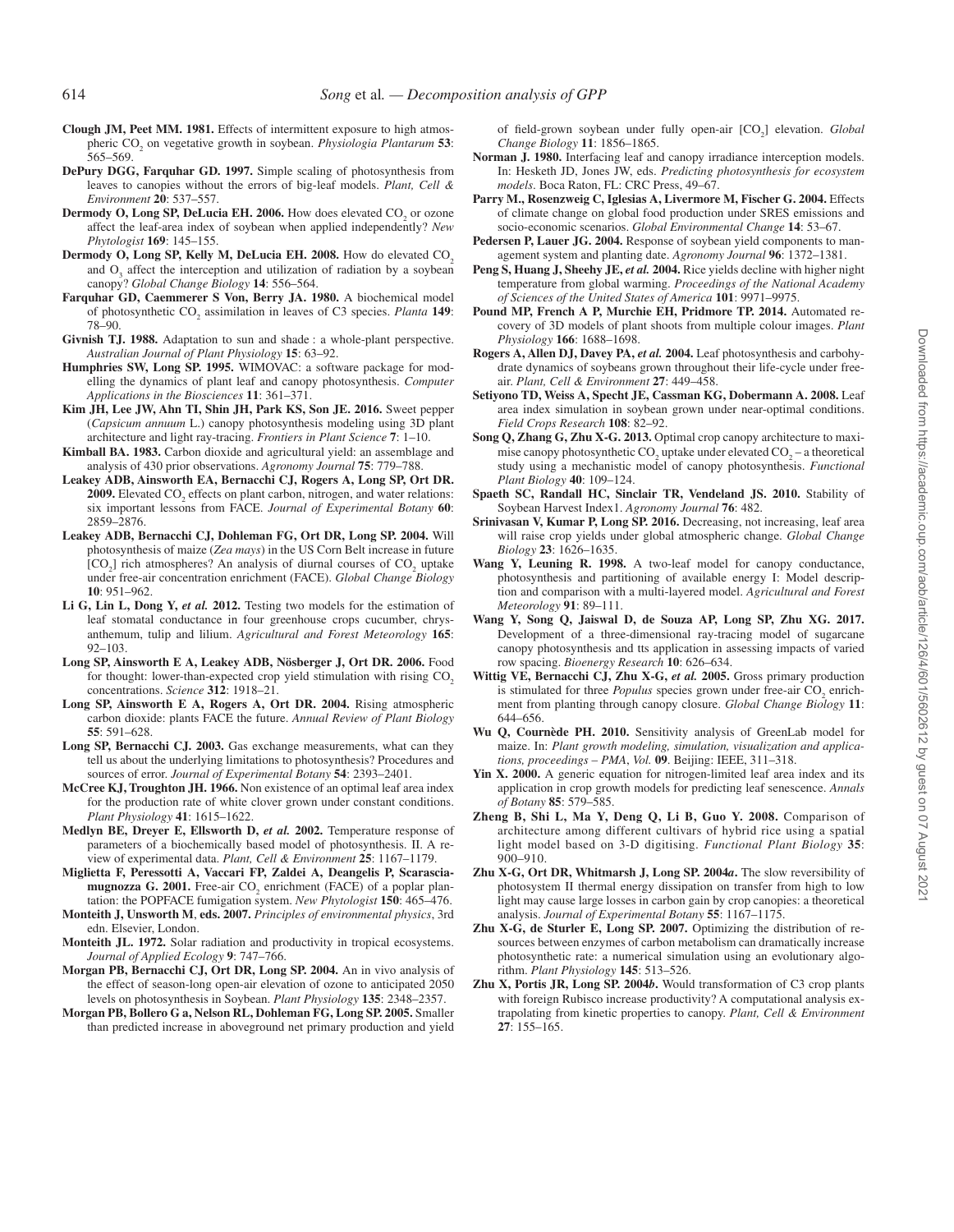**Clough JM, Peet MM. 1981.** Effects of intermittent exposure to high atmospheric $CO_2$ on vegetative growth in soybean. *Physiologia Plantarum* **53**: 565–569.

**DePury DGG, Farquhar GD. 1997.** Simple scaling of photosynthesis from leaves to canopies without the errors of big-leaf models. *Plant, Cell & Environment* **20**: 537–557.

**Dermody O, Long SP, DeLucia EH. 2006.** How does elevated $CO_2$ or ozone affect the leaf-area index of soybean when applied independently? *New Phytologist* **169**: 145–155.

**Dermody O, Long SP, Kelly M, DeLucia EH. 2008.** How do elevated $CO_2$ and $O_3$ affect the interception and utilization of radiation by a soybean canopy? *Global Change Biology* **14**: 556–564.

**Farquhar GD, Caemmerer S Von, Berry JA. 1980.** A biochemical model of photosynthetic $CO_2$ assimilation in leaves of C3 species. *Planta* **149**: 78–90.

**Givnish TJ. 1988.** Adaptation to sun and shade : a whole-plant perspective. *Australian Journal of Plant Physiology* **15**: 63–92.

**Humphries SW, Long SP. 1995.** WIMOVAC: a software package for modelling the dynamics of plant leaf and canopy photosynthesis. *Computer Applications in the Biosciences* **11**: 361–371.

**Kim JH, Lee JW, Ahn TI, Shin JH, Park KS, Son JE. 2016.** Sweet pepper (*Capsicum annuum* L.) canopy photosynthesis modeling using 3D plant architecture and light ray-tracing. *Frontiers in Plant Science* **7**: 1–10.

**Kimball BA. 1983.** Carbon dioxide and agricultural yield: an assemblage and analysis of 430 prior observations. *Agronomy Journal* **75**: 779–788.

**Leakey ADB, Ainsworth EA, Bernacchi CJ, Rogers A, Long SP, Ort DR. 2009.** Elevated $CO_2$ effects on plant carbon, nitrogen, and water relations: six important lessons from FACE. *Journal of Experimental Botany* **60**: 2859–2876.

**Leakey ADB, Bernacchi CJ, Dohleman FG, Ort DR, Long SP. 2004.** Will photosynthesis of maize (*Zea mays*) in the US Corn Belt increase in future $[CO_2]$ rich atmospheres? An analysis of diurnal courses of $CO_2$ uptake under free-air concentration enrichment (FACE). *Global Change Biology* **10**: 951–962.

**Li G, Lin L, Dong Y, *et al.* 2012.** Testing two models for the estimation of leaf stomatal conductance in four greenhouse crops cucumber, chrysanthemum, tulip and lilium. *Agricultural and Forest Meteorology* **165**: 92–103.

**Long SP, Ainsworth E A, Leakey ADB, Nösberger J, Ort DR. 2006.** Food for thought: lower-than-expected crop yield stimulation with rising $CO_2$ concentrations. *Science* **312**: 1918–21.

**Long SP, Ainsworth E A, Rogers A, Ort DR. 2004.** Rising atmospheric carbon dioxide: plants FACE the future. *Annual Review of Plant Biology* **55**: 591–628.

**Long SP, Bernacchi CJ. 2003.** Gas exchange measurements, what can they tell us about the underlying limitations to photosynthesis? Procedures and sources of error. *Journal of Experimental Botany* **54**: 2393–2401.

**McCree KJ, Troughton JH. 1966.** Non existence of an optimal leaf area index for the production rate of white clover grown under constant conditions. *Plant Physiology* **41**: 1615–1622.

**Medlyn BE, Dreyer E, Ellsworth D, *et al.* 2002.** Temperature response of parameters of a biochemically based model of photosynthesis. II. A review of experimental data. *Plant, Cell & Environment* **25**: 1167–1179.

**Miglietta F, Peressotti A, Vaccari FP, Zaldei A, Deangelis P, Scarascia-mugnozza G. 2001.** Free-air $CO_2$ enrichment (FACE) of a poplar plantation: the POPFACE fumigation system. *New Phytologist* **150**: 465–476.

**Monteith J, Unsworth M, eds. 2007.** *Principles of environmental physics*, 3rd edn. Elsevier, London.

**Monteith JL. 1972.** Solar radiation and productivity in tropical ecosystems. *Journal of Applied Ecology* **9**: 747–766.

**Morgan PB, Bernacchi CJ, Ort DR, Long SP. 2004.** An in vivo analysis of the effect of season-long open-air elevation of ozone to anticipated 2050 levels on photosynthesis in Soybean. *Plant Physiology* **135**: 2348–2357.

**Morgan PB, Bollero G a, Nelson RL, Dohleman FG, Long SP. 2005.** Smaller than predicted increase in aboveground net primary production and yield of field-grown soybean under fully open-air $[CO_2]$ elevation. *Global Change Biology* **11**: 1856–1865.

**Norman J. 1980.** Interfacing leaf and canopy irradiance interception models. In: Hesketh JD, Jones JW, eds. *Predicting photosynthesis for ecosystem models*. Boca Raton, FL: CRC Press, 49–67.

**Parry M., Rosenzweig C, Iglesias A, Livermore M, Fischer G. 2004.** Effects of climate change on global food production under SRES emissions and socio-economic scenarios. *Global Environmental Change* **14**: 53–67.

**Pedersen P, Lauer JG. 2004.** Response of soybean yield components to management system and planting date. *Agronomy Journal* **96**: 1372–1381.

**Peng S, Huang J, Sheehy JE, *et al.* 2004.** Rice yields decline with higher night temperature from global warming. *Proceedings of the National Academy of Sciences of the United States of America* **101**: 9971–9975.

**Pound MP, French A P, Murchie EH, Pridmore TP. 2014.** Automated recovery of 3D models of plant shoots from multiple colour images. *Plant Physiology* **166**: 1688–1698.

**Rogers A, Allen DJ, Davey PA, *et al.* 2004.** Leaf photosynthesis and carbohydrate dynamics of soybeans grown throughout their life-cycle under free-air. *Plant, Cell & Environment* **27**: 449–458.

**Setiyono TD, Weiss A, Specht JE, Cassman KG, Dobermann A. 2008.** Leaf area index simulation in soybean grown under near-optimal conditions. *Field Crops Research* **108**: 82–92.

**Song Q, Zhang G, Zhu X-G. 2013.** Optimal crop canopy architecture to maximise canopy photosynthetic $CO_2$ uptake under elevated $CO_2$ – a theoretical study using a mechanistic model of canopy photosynthesis. *Functional Plant Biology* **40**: 109–124.

**Spaeth SC, Randall HC, Sinclair TR, Vendeland JS. 2010.** Stability of Soybean Harvest Index1. *Agronomy Journal* **76**: 482.

**Srinivasan V, Kumar P, Long SP. 2016.** Decreasing, not increasing, leaf area will raise crop yields under global atmospheric change. *Global Change Biology* **23**: 1626–1635.

**Wang Y, Leuning R. 1998.** A two-leaf model for canopy conductance, photosynthesis and partitioning of available energy I: Model description and comparison with a multi-layered model. *Agricultural and Forest Meteorology* **91**: 89–111.

**Wang Y, Song Q, Jaiswal D, de Souza AP, Long SP, Zhu XG. 2017.** Development of a three-dimensional ray-tracing model of sugarcane canopy photosynthesis and tts application in assessing impacts of varied row spacing. *Bioenergy Research* **10**: 626–634.

**Wittig VE, Bernacchi CJ, Zhu X-G, *et al.* 2005.** Gross primary production is stimulated for three *Populus* species grown under free-air $CO_2$ enrichment from planting through canopy closure. *Global Change Biology* **11**: 644–656.

**Wu Q, Cournède PH. 2010.** Sensitivity analysis of GreenLab model for maize. In: *Plant growth modeling, simulation, visualization and applications, proceedings – PMA*, *Vol.* **09**. Beijing: IEEE, 311–318.

**Yin X. 2000.** A generic equation for nitrogen-limited leaf area index and its application in crop growth models for predicting leaf senescence. *Annals of Botany* **85**: 579–585.

**Zheng B, Shi L, Ma Y, Deng Q, Li B, Guo Y. 2008.** Comparison of architecture among different cultivars of hybrid rice using a spatial light model based on 3-D digitising. *Functional Plant Biology* **35**: 900–910.

**Zhu X-G, Ort DR, Whitmarsh J, Long SP. 2004*a*.** The slow reversibility of photosystem II thermal energy dissipation on transfer from high to low light may cause large losses in carbon gain by crop canopies: a theoretical analysis. *Journal of Experimental Botany* **55**: 1167–1175.

**Zhu X-G, de Sturler E, Long SP. 2007.** Optimizing the distribution of resources between enzymes of carbon metabolism can dramatically increase photosynthetic rate: a numerical simulation using an evolutionary algorithm. *Plant Physiology* **145**: 513–526.

**Zhu X, Portis JR, Long SP. 2004*b*.** Would transformation of C3 crop plants with foreign Rubisco increase productivity? A computational analysis extrapolating from kinetic properties to canopy. *Plant, Cell & Environment* **27**: 155–165.